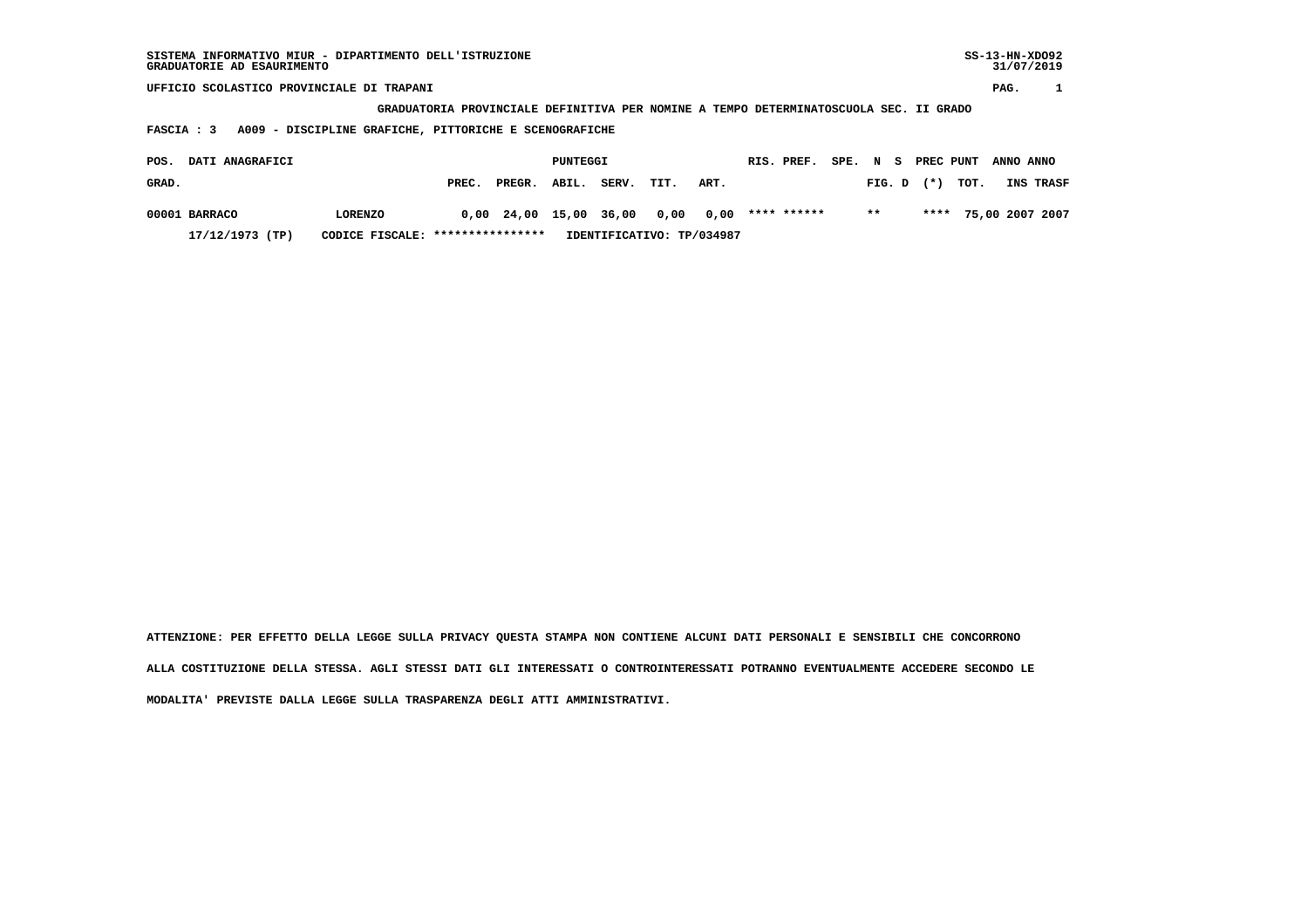SISTEMA INFORMATIVO MIUR - DIPARTIMENTO DELL'ISTRUZIONE
GRADUATORIE AD ESAURIMENTO

SS-13-HN-XDO92
31/07/2019

UFFICIO SCOLASTICO PROVINCIALE DI TRAPANI

GRADUATORIA PROVINCIALE DEFINITIVA PER NOMINE A TEMPO DETERMINATOSCUOLA SEC. II GRADO

FASCIA : 3 A009 - DISCIPLINE GRAFICHE, PITTORICHE E SCENOGRAFICHE

| POS. GRAD. | DATI ANAGRAFICI | | PREC. | PREGR. | ABIL. | SERV. | TIT. | ART. | RIS. | PREF. | SPE. | N FIG. | S D | PREC (*) | PUNT TOT. | ANNO INS | ANNO TRASF |
|---|---|---|---|---|---|---|---|---|---|---|---|---|---|---|---|---|---|
| 00001 | BARRACO | LORENZO | 0,00 | 24,00 | 15,00 | 36,00 | 0,00 | 0,00 | **** | ****** | | ** | | **** | 75,00 | 2007 | 2007 |
| | 17/12/1973 (TP) | CODICE FISCALE: **************** | IDENTIFICATIVO: TP/034987 | | | | | | | | | | | | | | |

ATTENZIONE: PER EFFETTO DELLA LEGGE SULLA PRIVACY QUESTA STAMPA NON CONTIENE ALCUNI DATI PERSONALI E SENSIBILI CHE CONCORRONO ALLA COSTITUZIONE DELLA STESSA. AGLI STESSI DATI GLI INTERESSATI O CONTROINTERESSATI POTRANNO EVENTUALMENTE ACCEDERE SECONDO LE MODALITA' PREVISTE DALLA LEGGE SULLA TRASPARENZA DEGLI ATTI AMMINISTRATIVI.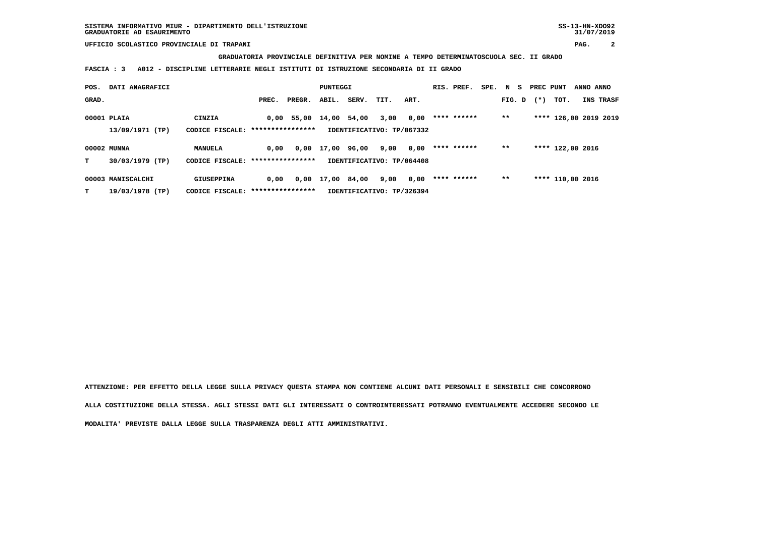**GRADUATORIA PROVINCIALE DEFINITIVA PER NOMINE A TEMPO DETERMINATOSCUOLA SEC. II GRADO**

**FASCIA : 3 A012 - DISCIPLINE LETTERARIE NEGLI ISTITUTI DI ISTRUZIONE SECONDARIA DI II GRADO**

| POS. GRAD. | DATI ANAGRAFICI | | PREC. | PREGR. | ABIL. | SERV. | TIT. | ART. | RIS. PREF. | SPE. | N S FIG. D | PREC PUNT (*) | TOT. | ANNO INS | ANNO TRASF |
|---|---|---|---|---|---|---|---|---|---|---|---|---|---|---|---|
| 00001 | PLAIA 13/09/1971 (TP) | CINZIA CODICE FISCALE: **************** | 0,00 | 55,00 | 14,00 | 54,00 | 3,00 | 0,00 | **** ****** | | ** | **** | 126,00 | 2019 | 2019 |
| | | IDENTIFICATIVO: TP/067332 | | | | | | | | | | | | | |
| 00002 T | MUNNA 30/03/1979 (TP) | MANUELA CODICE FISCALE: **************** | 0,00 | 0,00 | 17,00 | 96,00 | 9,00 | 0,00 | **** ****** | | ** | **** | 122,00 | 2016 | |
| | | IDENTIFICATIVO: TP/064408 | | | | | | | | | | | | | |
| 00003 T | MANISCALCHI 19/03/1978 (TP) | GIUSEPPINA CODICE FISCALE: **************** | 0,00 | 0,00 | 17,00 | 84,00 | 9,00 | 0,00 | **** ****** | | ** | **** | 110,00 | 2016 | |
| | | IDENTIFICATIVO: TP/326394 | | | | | | | | | | | | | |

ATTENZIONE: PER EFFETTO DELLA LEGGE SULLA PRIVACY QUESTA STAMPA NON CONTIENE ALCUNI DATI PERSONALI E SENSIBILI CHE CONCORRONO ALLA COSTITUZIONE DELLA STESSA. AGLI STESSI DATI GLI INTERESSATI O CONTROINTERESSATI POTRANNO EVENTUALMENTE ACCEDERE SECONDO LE MODALITA' PREVISTE DALLA LEGGE SULLA TRASPARENZA DEGLI ATTI AMMINISTRATIVI.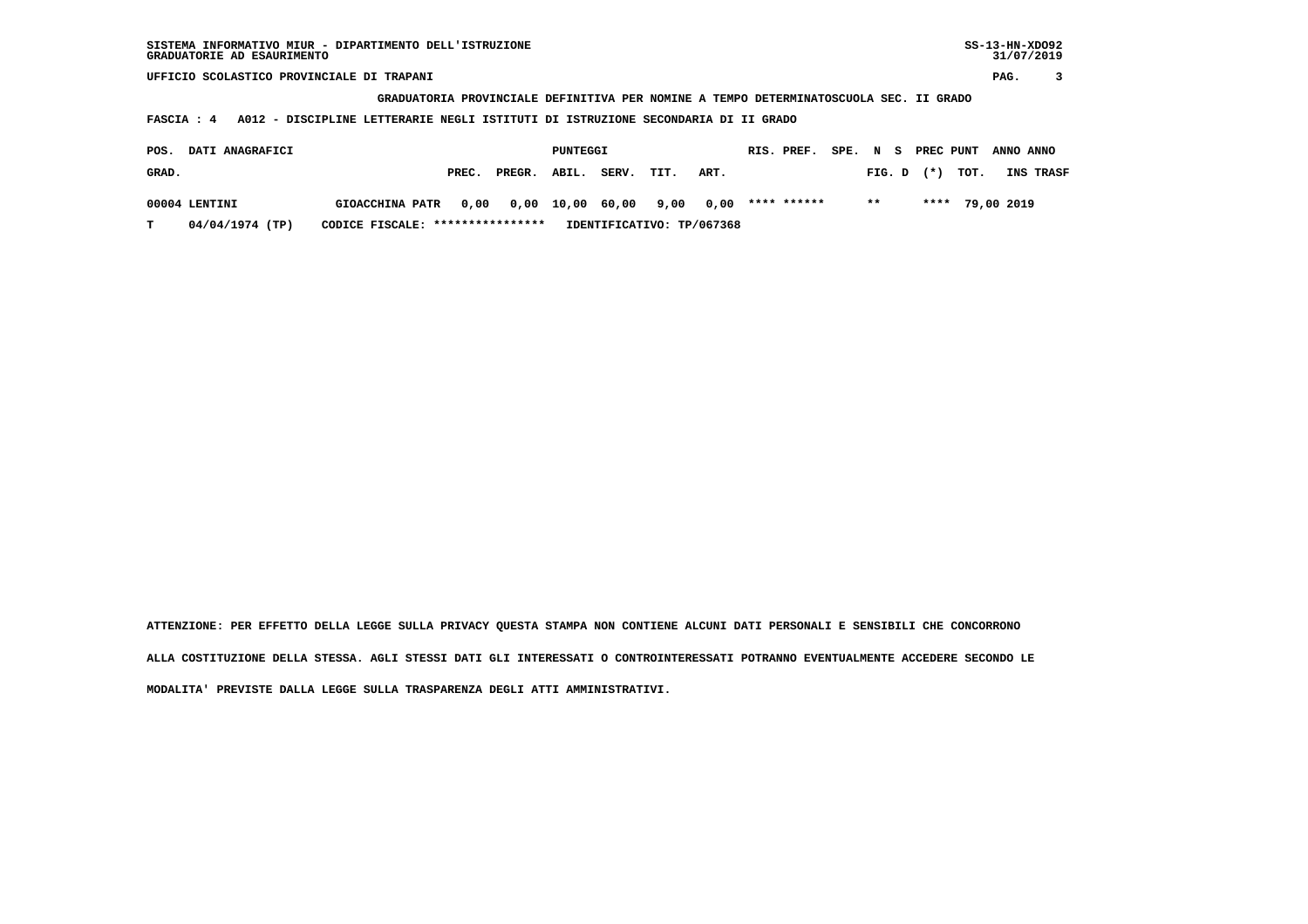SISTEMA INFORMATIVO MIUR - DIPARTIMENTO DELL'ISTRUZIONE
GRADUATORIE AD ESAURIMENTO

SS-13-HN-XDO92
31/07/2019

UFFICIO SCOLASTICO PROVINCIALE DI TRAPANI

GRADUATORIA PROVINCIALE DEFINITIVA PER NOMINE A TEMPO DETERMINATOSCUOLA SEC. II GRADO

FASCIA : 4   A012 - DISCIPLINE LETTERARIE NEGLI ISTITUTI DI ISTRUZIONE SECONDARIA DI II GRADO

| POS. GRAD. | DATI ANAGRAFICI | | PUNTEGGI PREC. | PREGR. | ABIL. | SERV. | TIT. | ART. | RIS. | PREF. | SPE. | N FIG. | S D | PREC (\*) | PUNT TOT. | ANNO INS | ANNO TRASF |
|---|---|---|---|---|---|---|---|---|---|---|---|---|---|---|---|---|---|
| 00004 | LENTINI | GIOACCHINA PATR | 0,00 | 0,00 | 10,00 | 60,00 | 9,00 | 0,00 | **** | ****** | | ** | | **** | 79,00 | 2019 | |
| T | 04/04/1974 (TP) | CODICE FISCALE: **************** | IDENTIFICATIVO: TP/067368 | | | | | | | | | | | | | | |

ATTENZIONE: PER EFFETTO DELLA LEGGE SULLA PRIVACY QUESTA STAMPA NON CONTIENE ALCUNI DATI PERSONALI E SENSIBILI CHE CONCORRONO ALLA COSTITUZIONE DELLA STESSA. AGLI STESSI DATI GLI INTERESSATI O CONTROINTERESSATI POTRANNO EVENTUALMENTE ACCEDERE SECONDO LE MODALITA' PREVISTE DALLA LEGGE SULLA TRASPARENZA DEGLI ATTI AMMINISTRATIVI.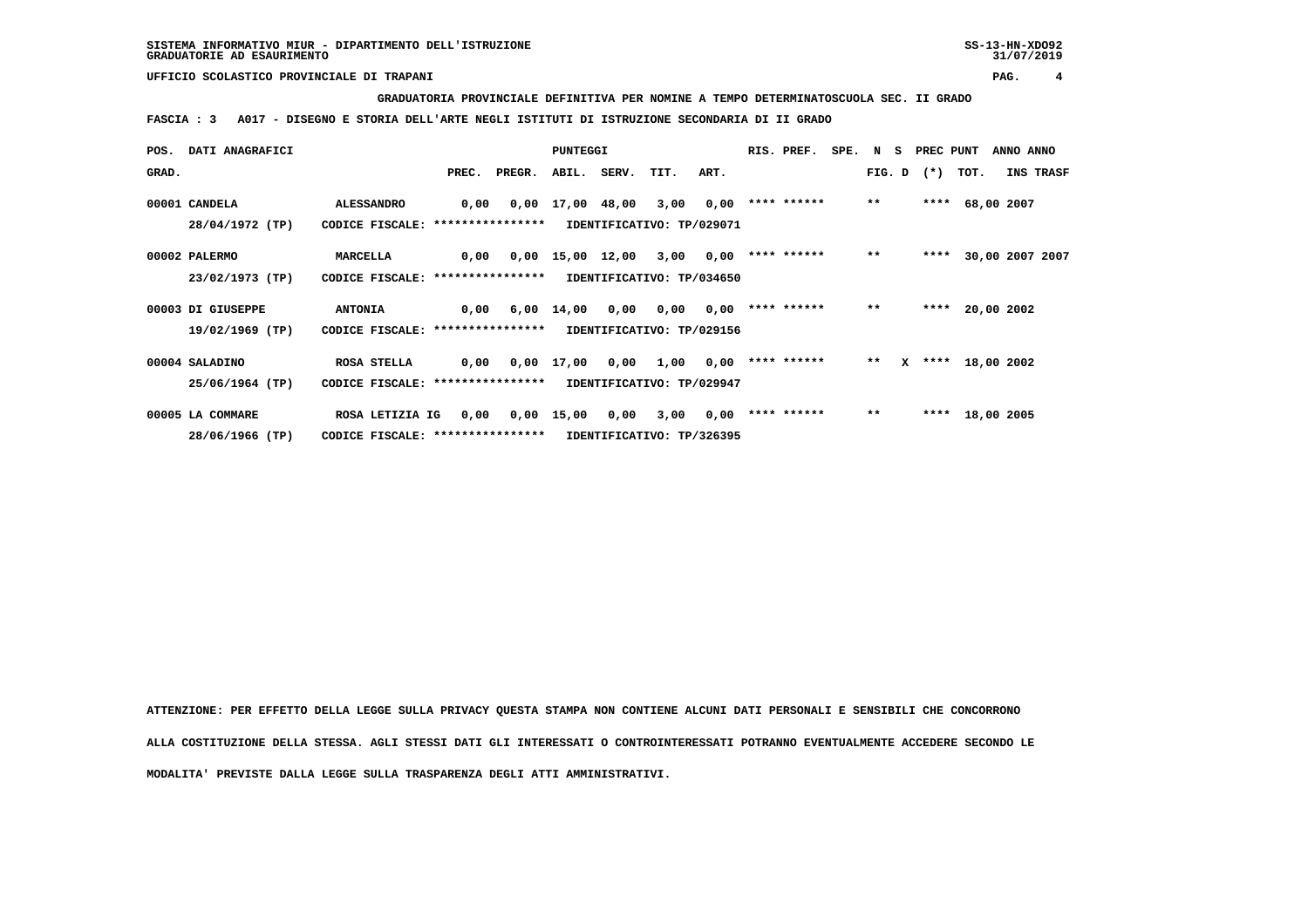SISTEMA INFORMATIVO MIUR - DIPARTIMENTO DELL'ISTRUZIONE
GRADUATORIE AD ESAURIMENTO

UFFICIO SCOLASTICO PROVINCIALE DI TRAPANI

**GRADUATORIA PROVINCIALE DEFINITIVA PER NOMINE A TEMPO DETERMINATOSCUOLA SEC. II GRADO**

**FASCIA : 3 A017 - DISEGNO E STORIA DELL'ARTE NEGLI ISTITUTI DI ISTRUZIONE SECONDARIA DI II GRADO**

| POS. GRAD. | DATI ANAGRAFICI | | PREC. | PREGR. | ABIL. | SERV. | TIT. | ART. | RIS. PREF. | SPE. | FIG. D | N S | PREC PUNT (*) | TOT. | ANNO INS | ANNO TRASF |
|---|---|---|---|---|---|---|---|---|---|---|---|---|---|---|---|---|
| 00001 | CANDELA | ALESSANDRO | 0,00 | 0,00 | 17,00 | 48,00 | 3,00 | 0,00 | **** ****** | | ** | | **** | 68,00 | 2007 | |
| | 28/04/1972 (TP) | CODICE FISCALE: **************** | IDENTIFICATIVO: TP/029071 | | | | | | | | | | | | | |
| 00002 | PALERMO | MARCELLA | 0,00 | 0,00 | 15,00 | 12,00 | 3,00 | 0,00 | **** ****** | | ** | | **** | 30,00 | 2007 | 2007 |
| | 23/02/1973 (TP) | CODICE FISCALE: **************** | IDENTIFICATIVO: TP/034650 | | | | | | | | | | | | | |
| 00003 | DI GIUSEPPE | ANTONIA | 0,00 | 6,00 | 14,00 | 0,00 | 0,00 | 0,00 | **** ****** | | ** | | **** | 20,00 | 2002 | |
| | 19/02/1969 (TP) | CODICE FISCALE: **************** | IDENTIFICATIVO: TP/029156 | | | | | | | | | | | | | |
| 00004 | SALADINO | ROSA STELLA | 0,00 | 0,00 | 17,00 | 0,00 | 1,00 | 0,00 | **** ****** | | ** | X | **** | 18,00 | 2002 | |
| | 25/06/1964 (TP) | CODICE FISCALE: **************** | IDENTIFICATIVO: TP/029947 | | | | | | | | | | | | | |
| 00005 | LA COMMARE | ROSA LETIZIA IG | 0,00 | 0,00 | 15,00 | 0,00 | 3,00 | 0,00 | **** ****** | | ** | | **** | 18,00 | 2005 | |
| | 28/06/1966 (TP) | CODICE FISCALE: **************** | IDENTIFICATIVO: TP/326395 | | | | | | | | | | | | | |

**ATTENZIONE: PER EFFETTO DELLA LEGGE SULLA PRIVACY QUESTA STAMPA NON CONTIENE ALCUNI DATI PERSONALI E SENSIBILI CHE CONCORRONO ALLA COSTITUZIONE DELLA STESSA. AGLI STESSI DATI GLI INTERESSATI O CONTROINTERESSATI POTRANNO EVENTUALMENTE ACCEDERE SECONDO LE MODALITA' PREVISTE DALLA LEGGE SULLA TRASPARENZA DEGLI ATTI AMMINISTRATIVI.**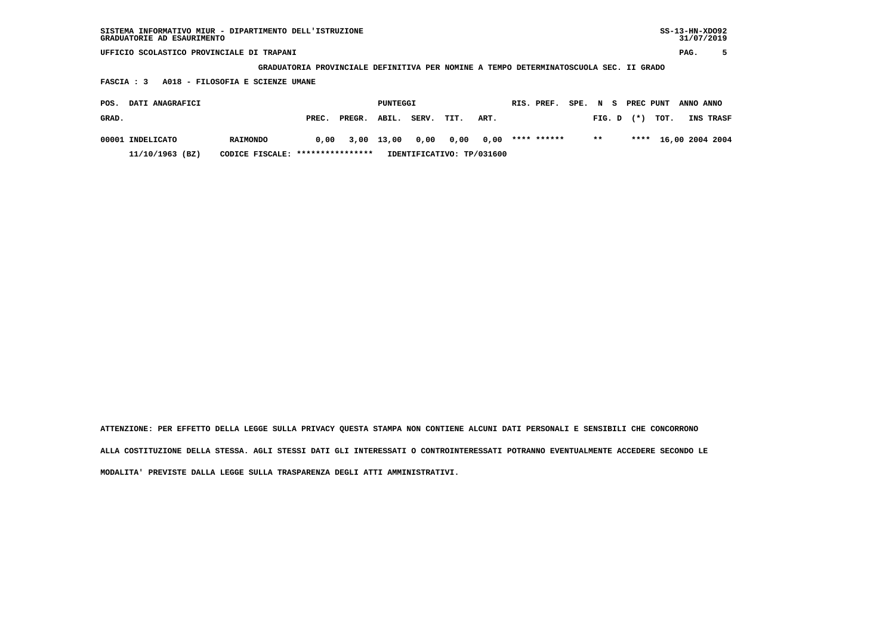SISTEMA INFORMATIVO MIUR - DIPARTIMENTO DELL'ISTRUZIONE
GRADUATORIE AD ESAURIMENTO

UFFICIO SCOLASTICO PROVINCIALE DI TRAPANI

**GRADUATORIA PROVINCIALE DEFINITIVA PER NOMINE A TEMPO DETERMINATOSCUOLA SEC. II GRADO**

**FASCIA : 3 A018 - FILOSOFIA E SCIENZE UMANE**

| POS. GRAD. | DATI ANAGRAFICI | | PREC. | PREGR. | PUNTEGGI ABIL. | SERV. | TIT. | ART. | RIS. PREF. | SPE. | N FIG. | S D | PREC (*) | PUNT TOT. | ANNO INS | ANNO TRASF |
|---|---|---|---|---|---|---|---|---|---|---|---|---|---|---|---|---|
| 00001 | INDELICATO | RAIMONDO | 0,00 | 3,00 | 13,00 | 0,00 | 0,00 | 0,00 | **** ****** | | ** | | **** | 16,00 | 2004 | 2004 |
| | 11/10/1963 (BZ) | CODICE FISCALE: **************** | | | IDENTIFICATIVO: TP/031600 | | | | | | | | | | | |

ATTENZIONE: PER EFFETTO DELLA LEGGE SULLA PRIVACY QUESTA STAMPA NON CONTIENE ALCUNI DATI PERSONALI E SENSIBILI CHE CONCORRONO ALLA COSTITUZIONE DELLA STESSA. AGLI STESSI DATI GLI INTERESSATI O CONTROINTERESSATI POTRANNO EVENTUALMENTE ACCEDERE SECONDO LE MODALITA' PREVISTE DALLA LEGGE SULLA TRASPARENZA DEGLI ATTI AMMINISTRATIVI.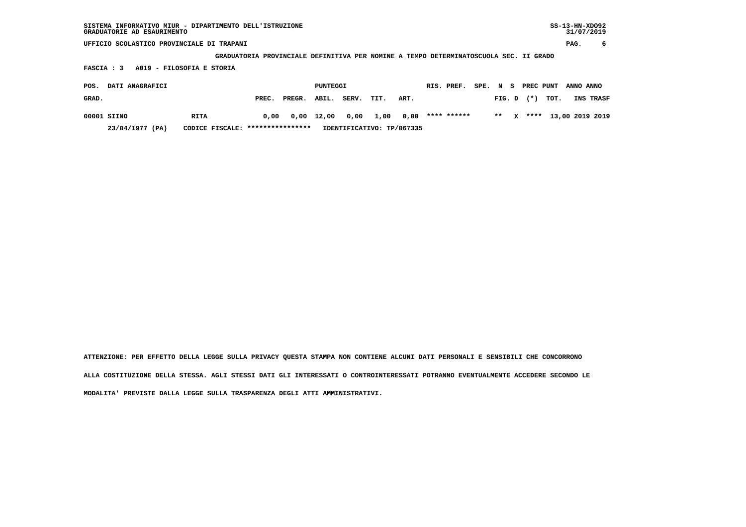SISTEMA INFORMATIVO MIUR - DIPARTIMENTO DELL'ISTRUZIONE
GRADUATORIE AD ESAURIMENTO

SS-13-HN-XDO92
31/07/2019

UFFICIO SCOLASTICO PROVINCIALE DI TRAPANI

GRADUATORIA PROVINCIALE DEFINITIVA PER NOMINE A TEMPO DETERMINATOSCUOLA SEC. II GRADO

FASCIA : 3 A019 - FILOSOFIA E STORIA

| POS. GRAD. | DATI ANAGRAFICI | | PUNTEGGI PREC. | PREGR. | ABIL. | SERV. | TIT. | ART. | RIS. PREF. | SPE. | N FIG. | S D | PREC (*) | PUNT TOT. | ANNO INS | ANNO TRASF |
|---|---|---|---|---|---|---|---|---|---|---|---|---|---|---|---|---|
| 00001 | SIINO | RITA | 0,00 | 0,00 | 12,00 | 0,00 | 1,00 | 0,00 | **** ****** | | ** | X | **** | 13,00 | 2019 | 2019 |
| | 23/04/1977 (PA) | CODICE FISCALE: **************** | IDENTIFICATIVO: TP/067335 | | | | | | | | | | | | | |

ATTENZIONE: PER EFFETTO DELLA LEGGE SULLA PRIVACY QUESTA STAMPA NON CONTIENE ALCUNI DATI PERSONALI E SENSIBILI CHE CONCORRONO ALLA COSTITUZIONE DELLA STESSA. AGLI STESSI DATI GLI INTERESSATI O CONTROINTERESSATI POTRANNO EVENTUALMENTE ACCEDERE SECONDO LE MODALITA' PREVISTE DALLA LEGGE SULLA TRASPARENZA DEGLI ATTI AMMINISTRATIVI.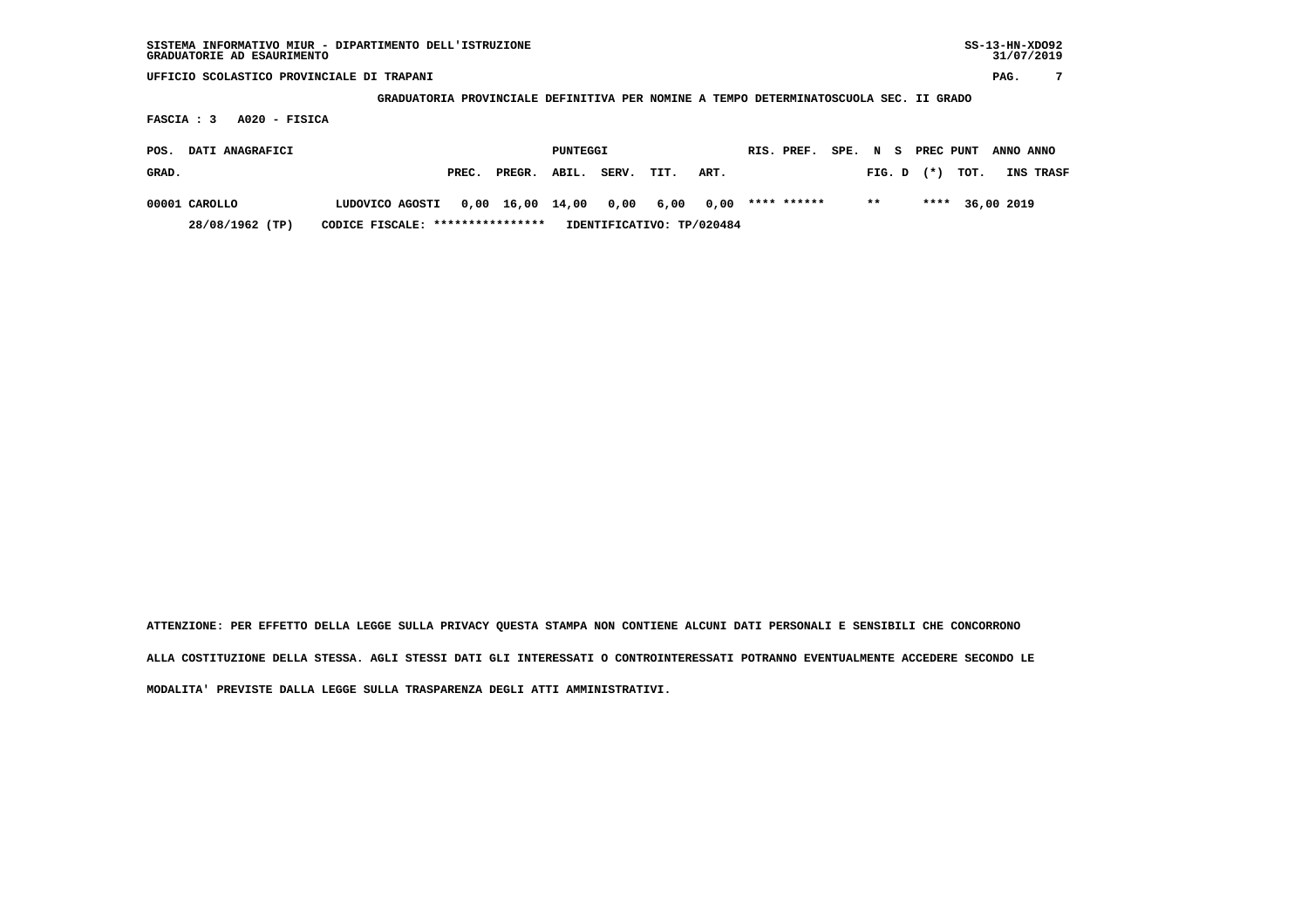SISTEMA INFORMATIVO MIUR - DIPARTIMENTO DELL'ISTRUZIONE
GRADUATORIE AD ESAURIMENTO

SS-13-HN-XDO92
31/07/2019

UFFICIO SCOLASTICO PROVINCIALE DI TRAPANI

GRADUATORIA PROVINCIALE DEFINITIVA PER NOMINE A TEMPO DETERMINATOSCUOLA SEC. II GRADO

FASCIA : 3 A020 - FISICA

| POS. GRAD. | DATI ANAGRAFICI | | PUNTEGGI PREC. | PREGR. | ABIL. | SERV. | TIT. | ART. | RIS. | PREF. | SPE. | N FIG. | S D | PREC (*) | PUNT TOT. | ANNO INS | ANNO TRASF |
|---|---|---|---|---|---|---|---|---|---|---|---|---|---|---|---|---|---|
| 00001 | CAROLLO | LUDOVICO AGOSTI | 0,00 | 16,00 | 14,00 | 0,00 | 6,00 | 0,00 | **** | ****** | | ** | | **** | 36,00 | 2019 | |
| | 28/08/1962 (TP) | CODICE FISCALE: **************** | IDENTIFICATIVO: TP/020484 | | | | | | | | | | | | | | |

ATTENZIONE: PER EFFETTO DELLA LEGGE SULLA PRIVACY QUESTA STAMPA NON CONTIENE ALCUNI DATI PERSONALI E SENSIBILI CHE CONCORRONO ALLA COSTITUZIONE DELLA STESSA. AGLI STESSI DATI GLI INTERESSATI O CONTROINTERESSATI POTRANNO EVENTUALMENTE ACCEDERE SECONDO LE MODALITA' PREVISTE DALLA LEGGE SULLA TRASPARENZA DEGLI ATTI AMMINISTRATIVI.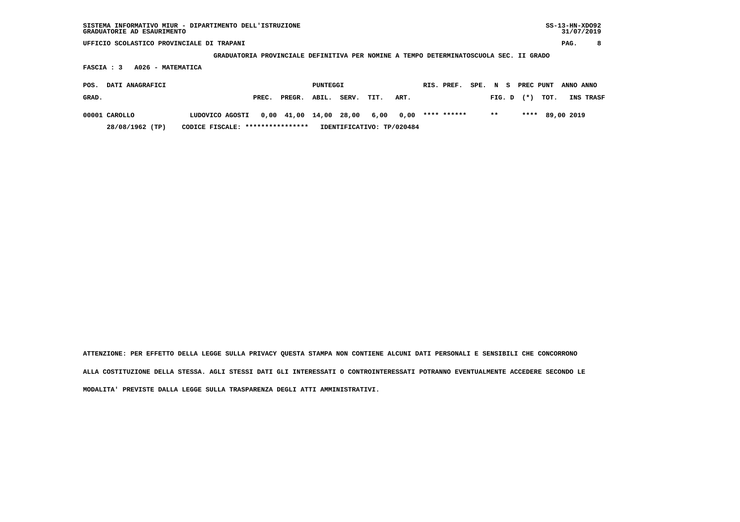SISTEMA INFORMATIVO MIUR - DIPARTIMENTO DELL'ISTRUZIONE
GRADUATORIE AD ESAURIMENTO

SS-13-HN-XDO92
31/07/2019

UFFICIO SCOLASTICO PROVINCIALE DI TRAPANI

GRADUATORIA PROVINCIALE DEFINITIVA PER NOMINE A TEMPO DETERMINATOSCUOLA SEC. II GRADO

FASCIA : 3 A026 - MATEMATICA

| POS. GRAD. | DATI ANAGRAFICI | | PUNTEGGI PREC. | PREGR. | ABIL. | SERV. | TIT. | ART. | RIS. | PREF. | SPE. | N FIG. | S D | PREC (*) | PUNT TOT. | ANNO INS | ANNO TRASF |
|---|---|---|---|---|---|---|---|---|---|---|---|---|---|---|---|---|---|
| 00001 | CAROLLO | LUDOVICO AGOSTI | 0,00 | 41,00 | 14,00 | 28,00 | 6,00 | 0,00 | **** | ****** | | ** | | **** | 89,00 | 2019 | |
| | 28/08/1962 (TP) | CODICE FISCALE: **************** | | | IDENTIFICATIVO: TP/020484 | | | | | | | | | | | | |

ATTENZIONE: PER EFFETTO DELLA LEGGE SULLA PRIVACY QUESTA STAMPA NON CONTIENE ALCUNI DATI PERSONALI E SENSIBILI CHE CONCORRONO ALLA COSTITUZIONE DELLA STESSA. AGLI STESSI DATI GLI INTERESSATI O CONTROINTERESSATI POTRANNO EVENTUALMENTE ACCEDERE SECONDO LE MODALITA' PREVISTE DALLA LEGGE SULLA TRASPARENZA DEGLI ATTI AMMINISTRATIVI.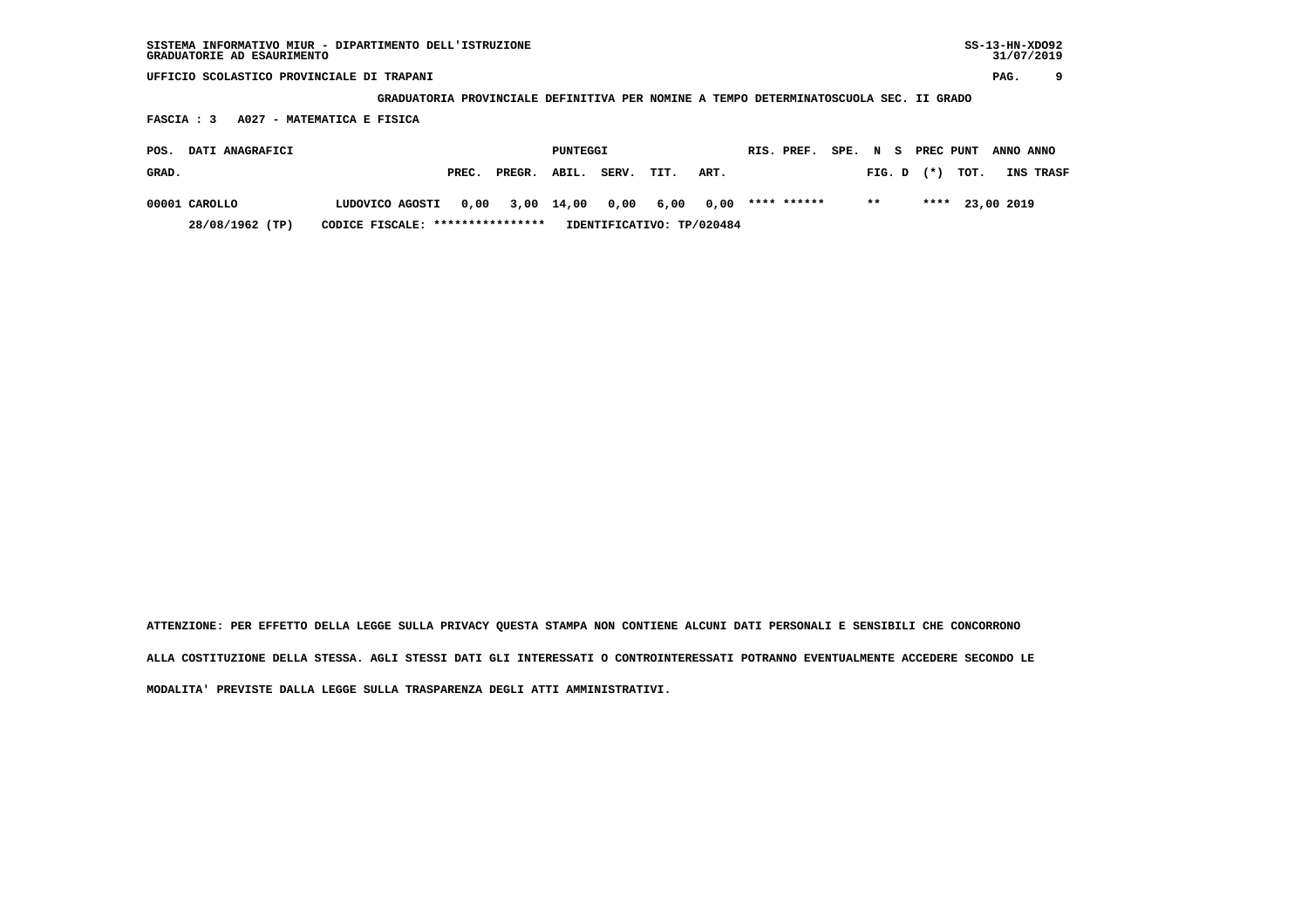SISTEMA INFORMATIVO MIUR - DIPARTIMENTO DELL'ISTRUZIONE
GRADUATORIE AD ESAURIMENTO

UFFICIO SCOLASTICO PROVINCIALE DI TRAPANI

GRADUATORIA PROVINCIALE DEFINITIVA PER NOMINE A TEMPO DETERMINATOSCUOLA SEC. II GRADO

FASCIA : 3   A027 - MATEMATICA E FISICA

| POS. GRAD. | DATI ANAGRAFICI | | PUNTEGGI PREC. | PREGR. | ABIL. | SERV. | TIT. | ART. | RIS. | PREF. | SPE. FIG. | N D | S | PREC (*) | PUNT TOT. | ANNO INS | ANNO TRASF |
|---|---|---|---|---|---|---|---|---|---|---|---|---|---|---|---|---|---|
| 00001 | CAROLLO | LUDOVICO AGOSTI | 0,00 | 3,00 | 14,00 | 0,00 | 6,00 | 0,00 | **** | ****** | | ** | | **** | 23,00 | 2019 | |
| | 28/08/1962 (TP) | CODICE FISCALE: **************** | IDENTIFICATIVO: TP/020484 | | | | | | | | | | | | | | |

ATTENZIONE: PER EFFETTO DELLA LEGGE SULLA PRIVACY QUESTA STAMPA NON CONTIENE ALCUNI DATI PERSONALI E SENSIBILI CHE CONCORRONO ALLA COSTITUZIONE DELLA STESSA. AGLI STESSI DATI GLI INTERESSATI O CONTROINTERESSATI POTRANNO EVENTUALMENTE ACCEDERE SECONDO LE MODALITA' PREVISTE DALLA LEGGE SULLA TRASPARENZA DEGLI ATTI AMMINISTRATIVI.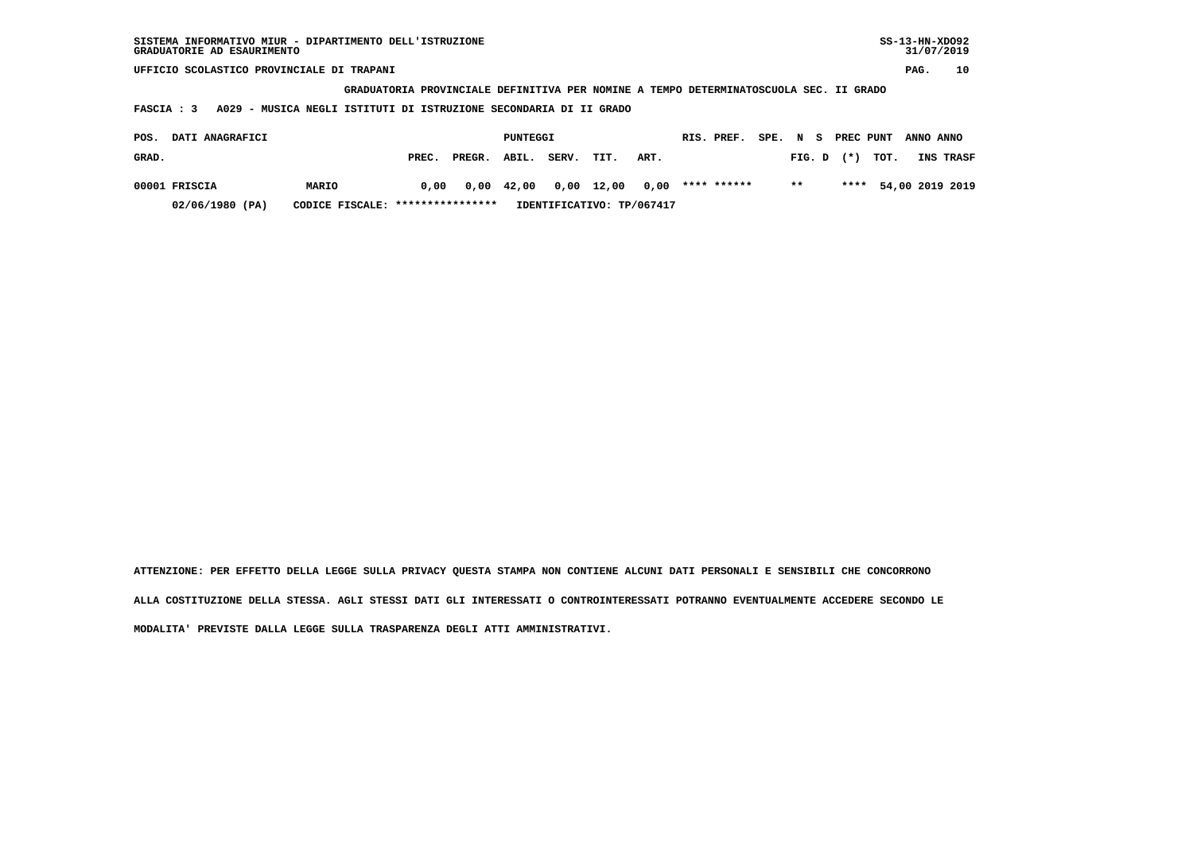SISTEMA INFORMATIVO MIUR - DIPARTIMENTO DELL'ISTRUZIONE
GRADUATORIE AD ESAURIMENTO

SS-13-HN-XDO92
31/07/2019

UFFICIO SCOLASTICO PROVINCIALE DI TRAPANI

**GRADUATORIA PROVINCIALE DEFINITIVA PER NOMINE A TEMPO DETERMINATOSCUOLA SEC. II GRADO**

**FASCIA : 3 A029 - MUSICA NEGLI ISTITUTI DI ISTRUZIONE SECONDARIA DI II GRADO**

| POS. GRAD. | DATI ANAGRAFICI | | PUNTEGGI PREC. | PREGR. | ABIL. | SERV. | TIT. | ART. | RIS. | PREF. | SPE. | N FIG. | S D | PREC (*) | PUNT TOT. | ANNO INS | ANNO TRASF |
|---|---|---|---|---|---|---|---|---|---|---|---|---|---|---|---|---|---|
| 00001 | FRISCIA | MARIO | 0,00 | 0,00 | 42,00 | 0,00 | 12,00 | 0,00 | **** | ****** | | ** | | **** | 54,00 | 2019 | 2019 |
| | 02/06/1980 (PA) | CODICE FISCALE: **************** | IDENTIFICATIVO: TP/067417 | | | | | | | | | | | | | | |

ATTENZIONE: PER EFFETTO DELLA LEGGE SULLA PRIVACY QUESTA STAMPA NON CONTIENE ALCUNI DATI PERSONALI E SENSIBILI CHE CONCORRONO ALLA COSTITUZIONE DELLA STESSA. AGLI STESSI DATI GLI INTERESSATI O CONTROINTERESSATI POTRANNO EVENTUALMENTE ACCEDERE SECONDO LE MODALITA' PREVISTE DALLA LEGGE SULLA TRASPARENZA DEGLI ATTI AMMINISTRATIVI.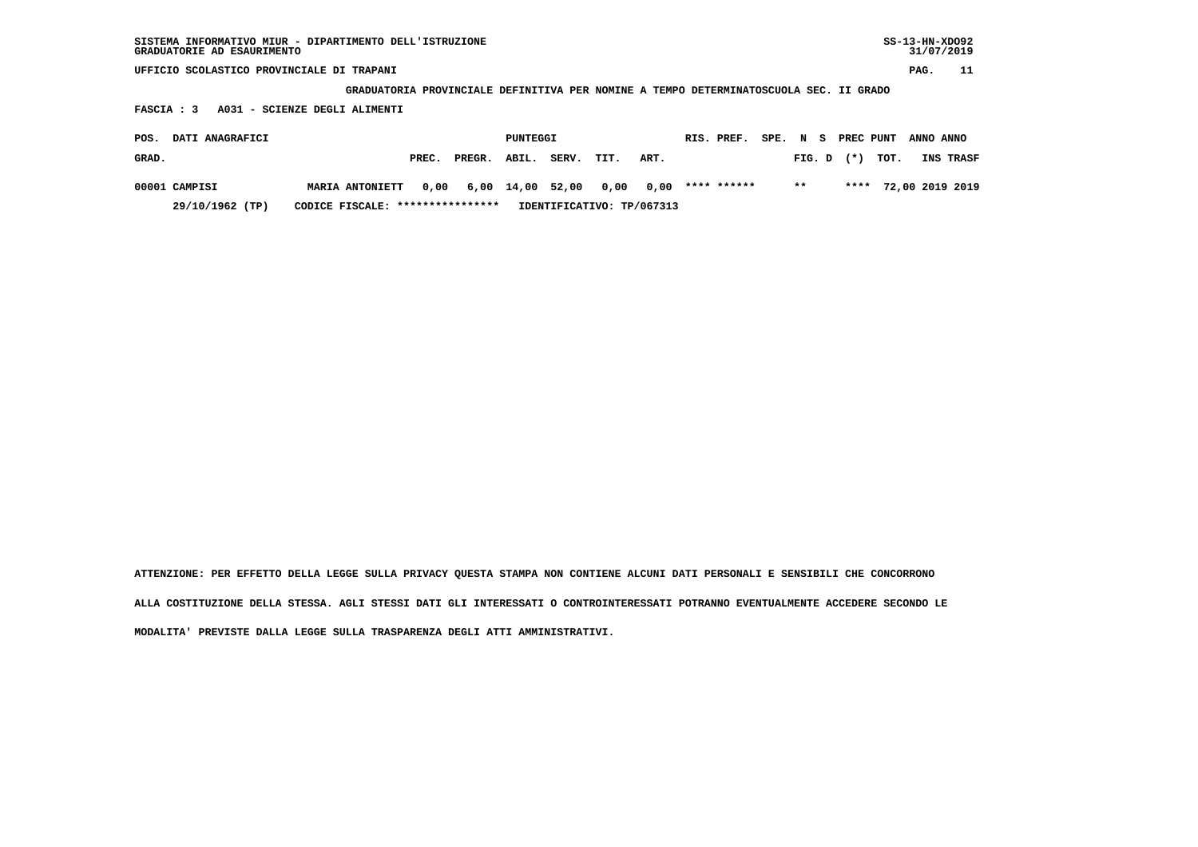SISTEMA INFORMATIVO MIUR - DIPARTIMENTO DELL'ISTRUZIONE
GRADUATORIE AD ESAURIMENTO

UFFICIO SCOLASTICO PROVINCIALE DI TRAPANI

GRADUATORIA PROVINCIALE DEFINITIVA PER NOMINE A TEMPO DETERMINATOSCUOLA SEC. II GRADO

FASCIA : 3 A031 - SCIENZE DEGLI ALIMENTI

| POS. GRAD. | DATI ANAGRAFICI | | PUNTEGGI PREC. | PREGR. | ABIL. | SERV. | TIT. | ART. | RIS. PREF. | SPE. FIG. | N S D | PREC PUNT (*) | TOT. | ANNO INS | ANNO TRASF |
|---|---|---|---|---|---|---|---|---|---|---|---|---|---|---|---|
| 00001 | CAMPISI | MARIA ANTONIETT | 0,00 | 6,00 | 14,00 | 52,00 | 0,00 | 0,00 | **** ****** | | ** | **** | 72,00 | 2019 | 2019 |
| | 29/10/1962 (TP) | CODICE FISCALE: **************** | IDENTIFICATIVO: TP/067313 | | | | | | | | | | | | |

ATTENZIONE: PER EFFETTO DELLA LEGGE SULLA PRIVACY QUESTA STAMPA NON CONTIENE ALCUNI DATI PERSONALI E SENSIBILI CHE CONCORRONO ALLA COSTITUZIONE DELLA STESSA. AGLI STESSI DATI GLI INTERESSATI O CONTROINTERESSATI POTRANNO EVENTUALMENTE ACCEDERE SECONDO LE MODALITA' PREVISTE DALLA LEGGE SULLA TRASPARENZA DEGLI ATTI AMMINISTRATIVI.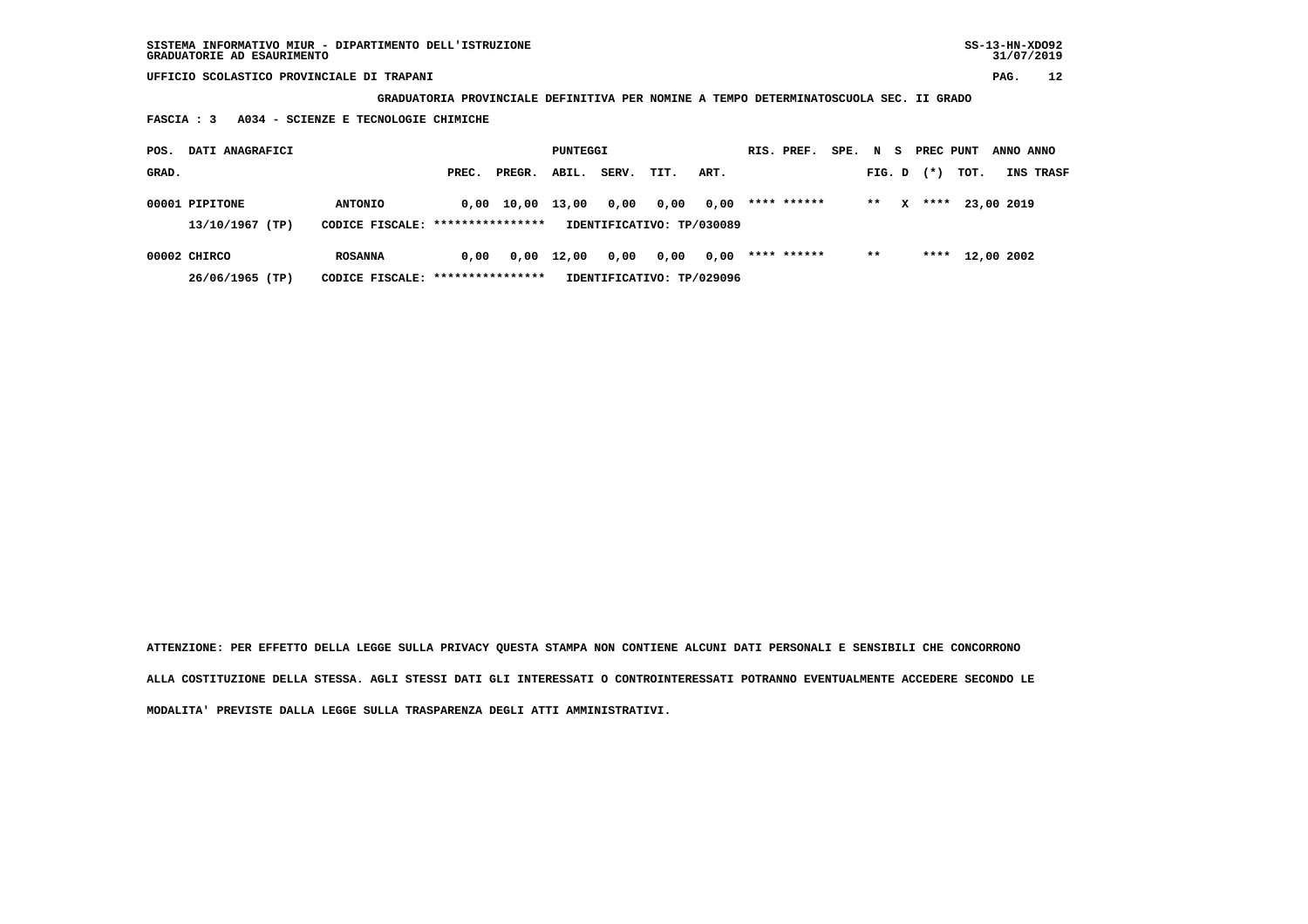SISTEMA INFORMATIVO MIUR - DIPARTIMENTO DELL'ISTRUZIONE
GRADUATORIE AD ESAURIMENTO

SS-13-HN-XDO92
31/07/2019

UFFICIO SCOLASTICO PROVINCIALE DI TRAPANI

**GRADUATORIA PROVINCIALE DEFINITIVA PER NOMINE A TEMPO DETERMINATOSCUOLA SEC. II GRADO**

**FASCIA : 3 A034 - SCIENZE E TECNOLOGIE CHIMICHE**

| POS. GRAD. | DATI ANAGRAFICI | | PREC. | PREGR. | ABIL. | SERV. | TIT. | ART. | RIS. PREF. | SPE. | N FIG. | S D | PREC (*) | PUNT TOT. | ANNO INS | ANNO TRASF |
|---|---|---|---|---|---|---|---|---|---|---|---|---|---|---|---|---|
| 00001 | PIPITONE | ANTONIO | 0,00 | 10,00 | 13,00 | 0,00 | 0,00 | 0,00 | **** ****** | | ** | X | **** | 23,00 | 2019 | |
| | 13/10/1967 (TP) | CODICE FISCALE: **************** | IDENTIFICATIVO: TP/030089 | | | | | | | | | | | | | |
| 00002 | CHIRCO | ROSANNA | 0,00 | 0,00 | 12,00 | 0,00 | 0,00 | 0,00 | **** ****** | | ** | | **** | 12,00 | 2002 | |
| | 26/06/1965 (TP) | CODICE FISCALE: **************** | IDENTIFICATIVO: TP/029096 | | | | | | | | | | | | | |

**ATTENZIONE: PER EFFETTO DELLA LEGGE SULLA PRIVACY QUESTA STAMPA NON CONTIENE ALCUNI DATI PERSONALI E SENSIBILI CHE CONCORRONO ALLA COSTITUZIONE DELLA STESSA. AGLI STESSI DATI GLI INTERESSATI O CONTROINTERESSATI POTRANNO EVENTUALMENTE ACCEDERE SECONDO LE MODALITA' PREVISTE DALLA LEGGE SULLA TRASPARENZA DEGLI ATTI AMMINISTRATIVI.**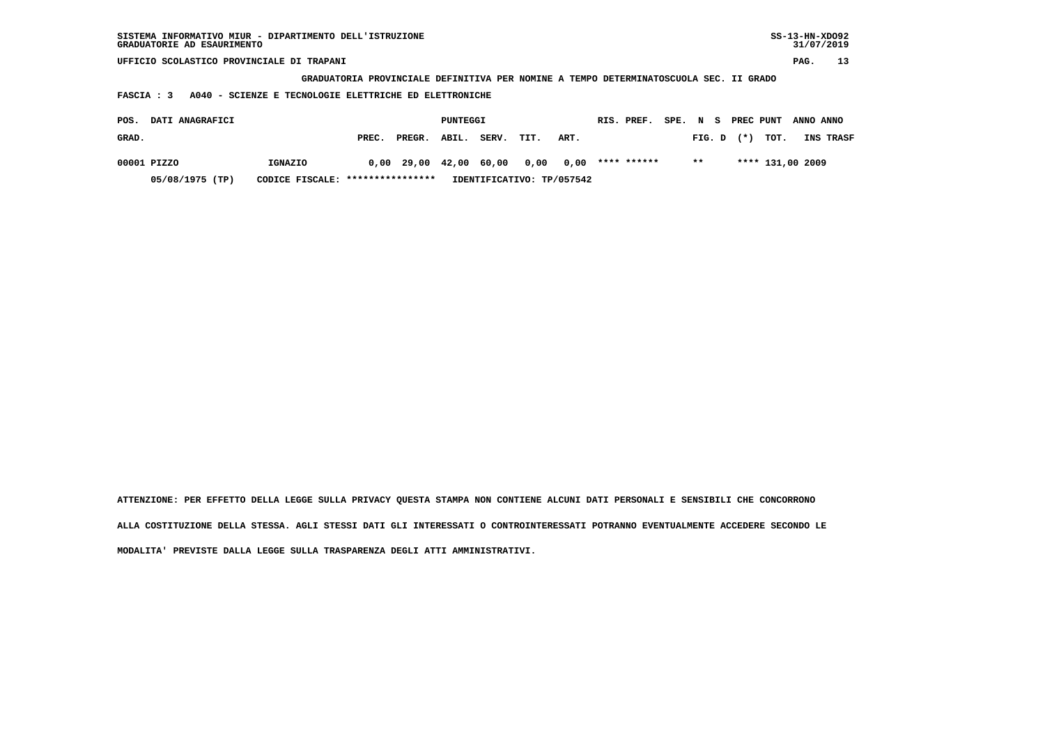SISTEMA INFORMATIVO MIUR - DIPARTIMENTO DELL'ISTRUZIONE
GRADUATORIE AD ESAURIMENTO

UFFICIO SCOLASTICO PROVINCIALE DI TRAPANI

**GRADUATORIA PROVINCIALE DEFINITIVA PER NOMINE A TEMPO DETERMINATOSCUOLA SEC. II GRADO**

**FASCIA : 3 A040 - SCIENZE E TECNOLOGIE ELETTRICHE ED ELETTRONICHE**

| POS. GRAD. | DATI ANAGRAFICI | | PUNTEGGI PREC. | PREGR. | ABIL. | SERV. | TIT. | ART. | RIS. PREF. | SPE. N S FIG. D | PREC (*) | PUNT TOT. | ANNO INS | ANNO TRASF |
|---|---|---|---|---|---|---|---|---|---|---|---|---|---|---|
| 00001 | PIZZO | IGNAZIO | 0,00 | 29,00 | 42,00 | 60,00 | 0,00 | 0,00 | **** ****** | ** | **** | 131,00 | 2009 | |
| | 05/08/1975 (TP) | CODICE FISCALE: **************** | IDENTIFICATIVO: TP/057542 | | | | | | | | | | | |

ATTENZIONE: PER EFFETTO DELLA LEGGE SULLA PRIVACY QUESTA STAMPA NON CONTIENE ALCUNI DATI PERSONALI E SENSIBILI CHE CONCORRONO ALLA COSTITUZIONE DELLA STESSA. AGLI STESSI DATI GLI INTERESSATI O CONTROINTERESSATI POTRANNO EVENTUALMENTE ACCEDERE SECONDO LE MODALITA' PREVISTE DALLA LEGGE SULLA TRASPARENZA DEGLI ATTI AMMINISTRATIVI.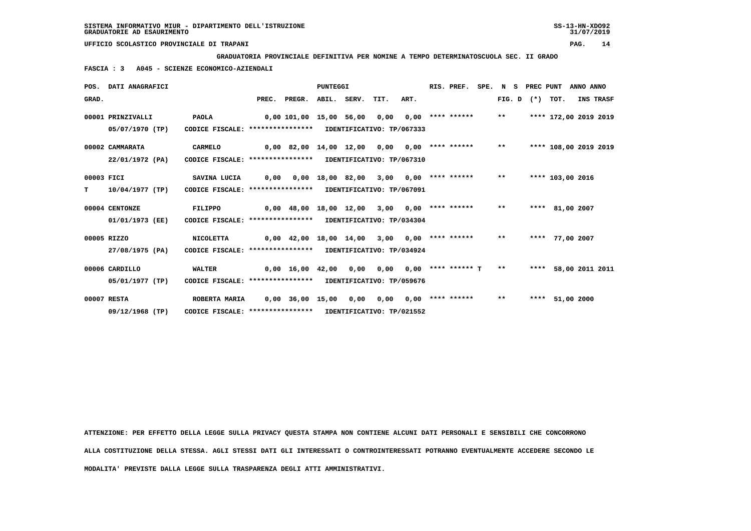**SISTEMA INFORMATIVO MIUR - DIPARTIMENTO DELL'ISTRUZIONE**
**GRADUATORIE AD ESAURIMENTO**

**UFFICIO SCOLASTICO PROVINCIALE DI TRAPANI**

**GRADUATORIA PROVINCIALE DEFINITIVA PER NOMINE A TEMPO DETERMINATOSCUOLA SEC. II GRADO**

**FASCIA : 3 A045 - SCIENZE ECONOMICO-AZIENDALI**

| POS. GRAD. | DATI ANAGRAFICI | | PREC. | PREGR. | ABIL. | SERV. | TIT. | ART. | RIS. PREF. | SPE. N S FIG. D | PREC (*) | PUNT TOT. | ANNO INS | ANNO TRASF |
|---|---|---|---|---|---|---|---|---|---|---|---|---|---|---|
| 00001 | PRINZIVALLI 05/07/1970 (TP) | PAOLA CODICE FISCALE: **************** IDENTIFICATIVO: TP/067333 | 0,00 | 101,00 | 15,00 | 56,00 | 0,00 | 0,00 | **** ****** | ** | **** | 172,00 | 2019 | 2019 |
| 00002 | CAMMARATA 22/01/1972 (PA) | CARMELO CODICE FISCALE: **************** IDENTIFICATIVO: TP/067310 | 0,00 | 82,00 | 14,00 | 12,00 | 0,00 | 0,00 | **** ****** | ** | **** | 108,00 | 2019 | 2019 |
| 00003 T | FICI 10/04/1977 (TP) | SAVINA LUCIA CODICE FISCALE: **************** IDENTIFICATIVO: TP/067091 | 0,00 | 0,00 | 18,00 | 82,00 | 3,00 | 0,00 | **** ****** | ** | **** | 103,00 | 2016 | |
| 00004 | CENTONZE 01/01/1973 (EE) | FILIPPO CODICE FISCALE: **************** IDENTIFICATIVO: TP/034304 | 0,00 | 48,00 | 18,00 | 12,00 | 3,00 | 0,00 | **** ****** | ** | **** | 81,00 | 2007 | |
| 00005 | RIZZO 27/08/1975 (PA) | NICOLETTA CODICE FISCALE: **************** IDENTIFICATIVO: TP/034924 | 0,00 | 42,00 | 18,00 | 14,00 | 3,00 | 0,00 | **** ****** | ** | **** | 77,00 | 2007 | |
| 00006 | CARDILLO 05/01/1977 (TP) | WALTER CODICE FISCALE: **************** IDENTIFICATIVO: TP/059676 | 0,00 | 16,00 | 42,00 | 0,00 | 0,00 | 0,00 | **** ****** T | ** | **** | 58,00 | 2011 | 2011 |
| 00007 | RESTA 09/12/1968 (TP) | ROBERTA MARIA CODICE FISCALE: **************** IDENTIFICATIVO: TP/021552 | 0,00 | 36,00 | 15,00 | 0,00 | 0,00 | 0,00 | **** ****** | ** | **** | 51,00 | 2000 | |

**ATTENZIONE: PER EFFETTO DELLA LEGGE SULLA PRIVACY QUESTA STAMPA NON CONTIENE ALCUNI DATI PERSONALI E SENSIBILI CHE CONCORRONO ALLA COSTITUZIONE DELLA STESSA. AGLI STESSI DATI GLI INTERESSATI O CONTROINTERESSATI POTRANNO EVENTUALMENTE ACCEDERE SECONDO LE MODALITA' PREVISTE DALLA LEGGE SULLA TRASPARENZA DEGLI ATTI AMMINISTRATIVI.**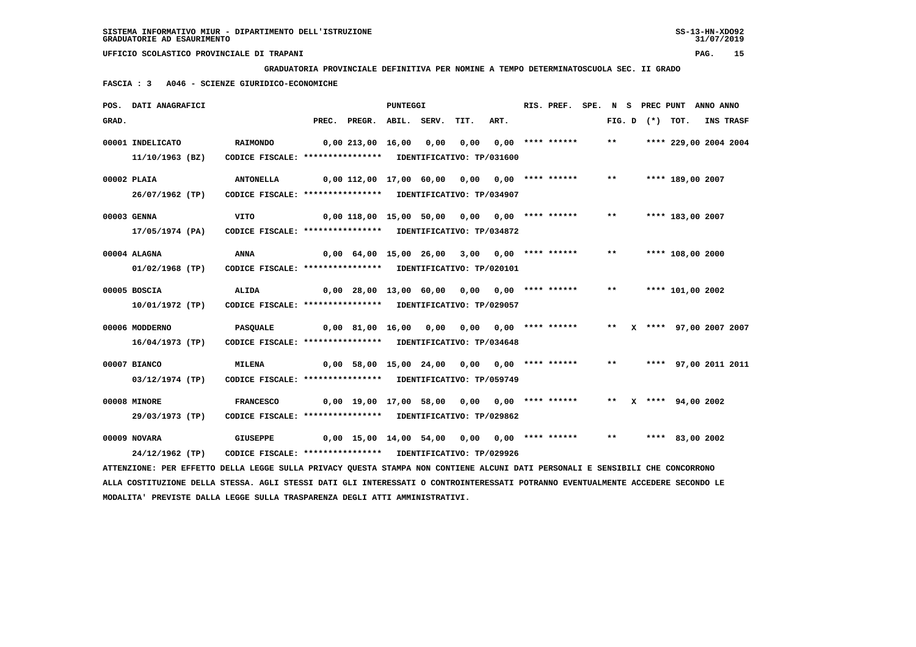SISTEMA INFORMATIVO MIUR - DIPARTIMENTO DELL'ISTRUZIONE
GRADUATORIE AD ESAURIMENTO

UFFICIO SCOLASTICO PROVINCIALE DI TRAPANI

**GRADUATORIA PROVINCIALE DEFINITIVA PER NOMINE A TEMPO DETERMINATOSCUOLA SEC. II GRADO**

**FASCIA : 3 A046 - SCIENZE GIURIDICO-ECONOMICHE**

| POS. GRAD. | DATI ANAGRAFICI | | PREC. | PREGR. | ABIL. | SERV. | TIT. | ART. | RIS. PREF. | SPE. | N FIG. | S D | (*) | PREC PUNT TOT. | ANNO INS | ANNO TRASF |
|---|---|---|---|---|---|---|---|---|---|---|---|---|---|---|---|---|
| 00001 | INDELICATO 11/10/1963 (BZ) | RAIMONDO CODICE FISCALE: **************** IDENTIFICATIVO: TP/031600 | 0,00 | 213,00 | 16,00 | 0,00 | 0,00 | 0,00 | **** ****** | | ** | | | **** 229,00 | 2004 | 2004 |
| 00002 | PLAIA 26/07/1962 (TP) | ANTONELLA CODICE FISCALE: **************** IDENTIFICATIVO: TP/034907 | 0,00 | 112,00 | 17,00 | 60,00 | 0,00 | 0,00 | **** ****** | | ** | | | **** 189,00 | 2007 | |
| 00003 | GENNA 17/05/1974 (PA) | VITO CODICE FISCALE: **************** IDENTIFICATIVO: TP/034872 | 0,00 | 118,00 | 15,00 | 50,00 | 0,00 | 0,00 | **** ****** | | ** | | | **** 183,00 | 2007 | |
| 00004 | ALAGNA 01/02/1968 (TP) | ANNA CODICE FISCALE: **************** IDENTIFICATIVO: TP/020101 | 0,00 | 64,00 | 15,00 | 26,00 | 3,00 | 0,00 | **** ****** | | ** | | | **** 108,00 | 2000 | |
| 00005 | BOSCIA 10/01/1972 (TP) | ALIDA CODICE FISCALE: **************** IDENTIFICATIVO: TP/029057 | 0,00 | 28,00 | 13,00 | 60,00 | 0,00 | 0,00 | **** ****** | | ** | | | **** 101,00 | 2002 | |
| 00006 | MODDERNO 16/04/1973 (TP) | PASQUALE CODICE FISCALE: **************** IDENTIFICATIVO: TP/034648 | 0,00 | 81,00 | 16,00 | 0,00 | 0,00 | 0,00 | **** ****** | | ** | X | | **** 97,00 | 2007 | 2007 |
| 00007 | BIANCO 03/12/1974 (TP) | MILENA CODICE FISCALE: **************** IDENTIFICATIVO: TP/059749 | 0,00 | 58,00 | 15,00 | 24,00 | 0,00 | 0,00 | **** ****** | | ** | | | **** 97,00 | 2011 | 2011 |
| 00008 | MINORE 29/03/1973 (TP) | FRANCESCO CODICE FISCALE: **************** IDENTIFICATIVO: TP/029862 | 0,00 | 19,00 | 17,00 | 58,00 | 0,00 | 0,00 | **** ****** | | ** | X | | **** 94,00 | 2002 | |
| 00009 | NOVARA 24/12/1962 (TP) | GIUSEPPE CODICE FISCALE: **************** IDENTIFICATIVO: TP/029926 | 0,00 | 15,00 | 14,00 | 54,00 | 0,00 | 0,00 | **** ****** | | ** | | | **** 83,00 | 2002 | |

ATTENZIONE: PER EFFETTO DELLA LEGGE SULLA PRIVACY QUESTA STAMPA NON CONTIENE ALCUNI DATI PERSONALI E SENSIBILI CHE CONCORRONO ALLA COSTITUZIONE DELLA STESSA. AGLI STESSI DATI GLI INTERESSATI O CONTROINTERESSATI POTRANNO EVENTUALMENTE ACCEDERE SECONDO LE MODALITA' PREVISTE DALLA LEGGE SULLA TRASPARENZA DEGLI ATTI AMMINISTRATIVI.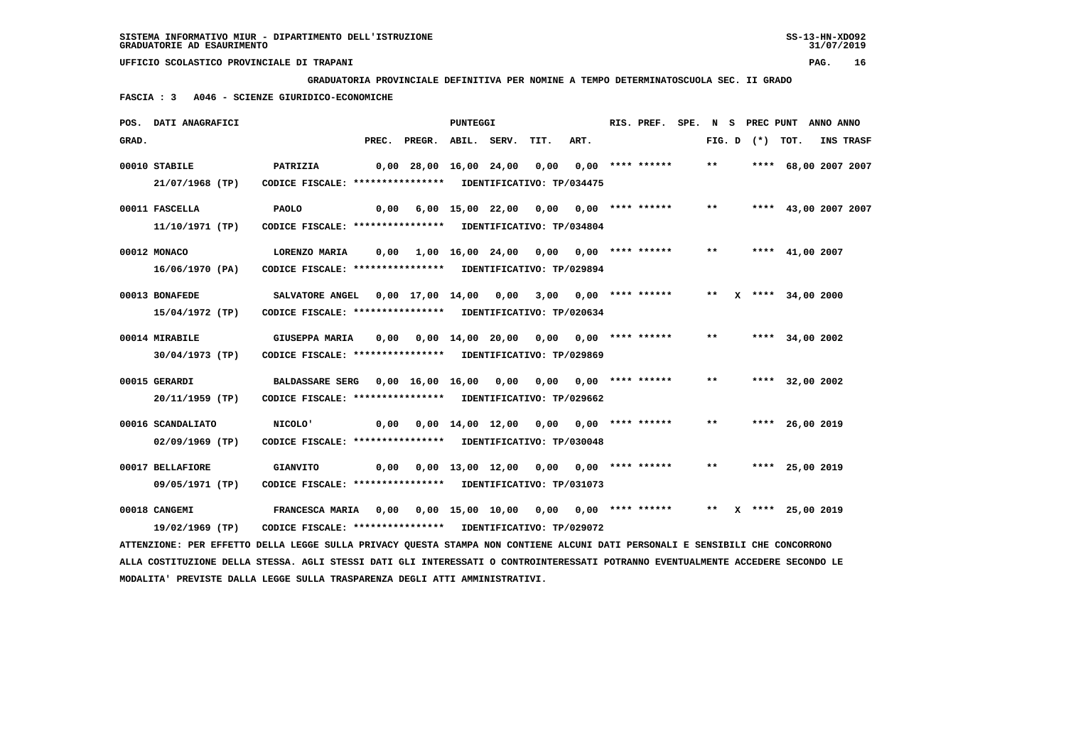SISTEMA INFORMATIVO MIUR - DIPARTIMENTO DELL'ISTRUZIONE
GRADUATORIE AD ESAURIMENTO

UFFICIO SCOLASTICO PROVINCIALE DI TRAPANI

**GRADUATORIA PROVINCIALE DEFINITIVA PER NOMINE A TEMPO DETERMINATOSCUOLA SEC. II GRADO**

**FASCIA : 3 A046 - SCIENZE GIURIDICO-ECONOMICHE**

| POS. GRAD. | DATI ANAGRAFICI | | PREC. | PREGR. | ABIL. | SERV. | TIT. | ART. | RIS. PREF. | SPE. | N FIG. | S D | PREC (*) | PUNT TOT. | ANNO INS | ANNO TRASF |
|---|---|---|---|---|---|---|---|---|---|---|---|---|---|---|---|---|
| 00010 | STABILE 21/07/1968 (TP) | PATRIZIA CODICE FISCALE: **************** IDENTIFICATIVO: TP/034475 | 0,00 | 28,00 | 16,00 | 24,00 | 0,00 | 0,00 | **** ****** | | ** | | **** | 68,00 | 2007 | 2007 |
| 00011 | FASCELLA 11/10/1971 (TP) | PAOLO CODICE FISCALE: **************** IDENTIFICATIVO: TP/034804 | 0,00 | 6,00 | 15,00 | 22,00 | 0,00 | 0,00 | **** ****** | | ** | | **** | 43,00 | 2007 | 2007 |
| 00012 | MONACO 16/06/1970 (PA) | LORENZO MARIA CODICE FISCALE: **************** IDENTIFICATIVO: TP/029894 | 0,00 | 1,00 | 16,00 | 24,00 | 0,00 | 0,00 | **** ****** | | ** | | **** | 41,00 | 2007 | |
| 00013 | BONAFEDE 15/04/1972 (TP) | SALVATORE ANGEL CODICE FISCALE: **************** IDENTIFICATIVO: TP/020634 | 0,00 | 17,00 | 14,00 | 0,00 | 3,00 | 0,00 | **** ****** | | ** | X | **** | 34,00 | 2000 | |
| 00014 | MIRABILE 30/04/1973 (TP) | GIUSEPPA MARIA CODICE FISCALE: **************** IDENTIFICATIVO: TP/029869 | 0,00 | 0,00 | 14,00 | 20,00 | 0,00 | 0,00 | **** ****** | | ** | | **** | 34,00 | 2002 | |
| 00015 | GERARDI 20/11/1959 (TP) | BALDASSARE SERG CODICE FISCALE: **************** IDENTIFICATIVO: TP/029662 | 0,00 | 16,00 | 16,00 | 0,00 | 0,00 | 0,00 | **** ****** | | ** | | **** | 32,00 | 2002 | |
| 00016 | SCANDALIATO 02/09/1969 (TP) | NICOLO' CODICE FISCALE: **************** IDENTIFICATIVO: TP/030048 | 0,00 | 0,00 | 14,00 | 12,00 | 0,00 | 0,00 | **** ****** | | ** | | **** | 26,00 | 2019 | |
| 00017 | BELLAFIORE 09/05/1971 (TP) | GIANVITO CODICE FISCALE: **************** IDENTIFICATIVO: TP/031073 | 0,00 | 0,00 | 13,00 | 12,00 | 0,00 | 0,00 | **** ****** | | ** | | **** | 25,00 | 2019 | |
| 00018 | CANGEMI 19/02/1969 (TP) | FRANCESCA MARIA CODICE FISCALE: **************** IDENTIFICATIVO: TP/029072 | 0,00 | 0,00 | 15,00 | 10,00 | 0,00 | 0,00 | **** ****** | | ** | X | **** | 25,00 | 2019 | |

ATTENZIONE: PER EFFETTO DELLA LEGGE SULLA PRIVACY QUESTA STAMPA NON CONTIENE ALCUNI DATI PERSONALI E SENSIBILI CHE CONCORRONO ALLA COSTITUZIONE DELLA STESSA. AGLI STESSI DATI GLI INTERESSATI O CONTROINTERESSATI POTRANNO EVENTUALMENTE ACCEDERE SECONDO LE MODALITA' PREVISTE DALLA LEGGE SULLA TRASPARENZA DEGLI ATTI AMMINISTRATIVI.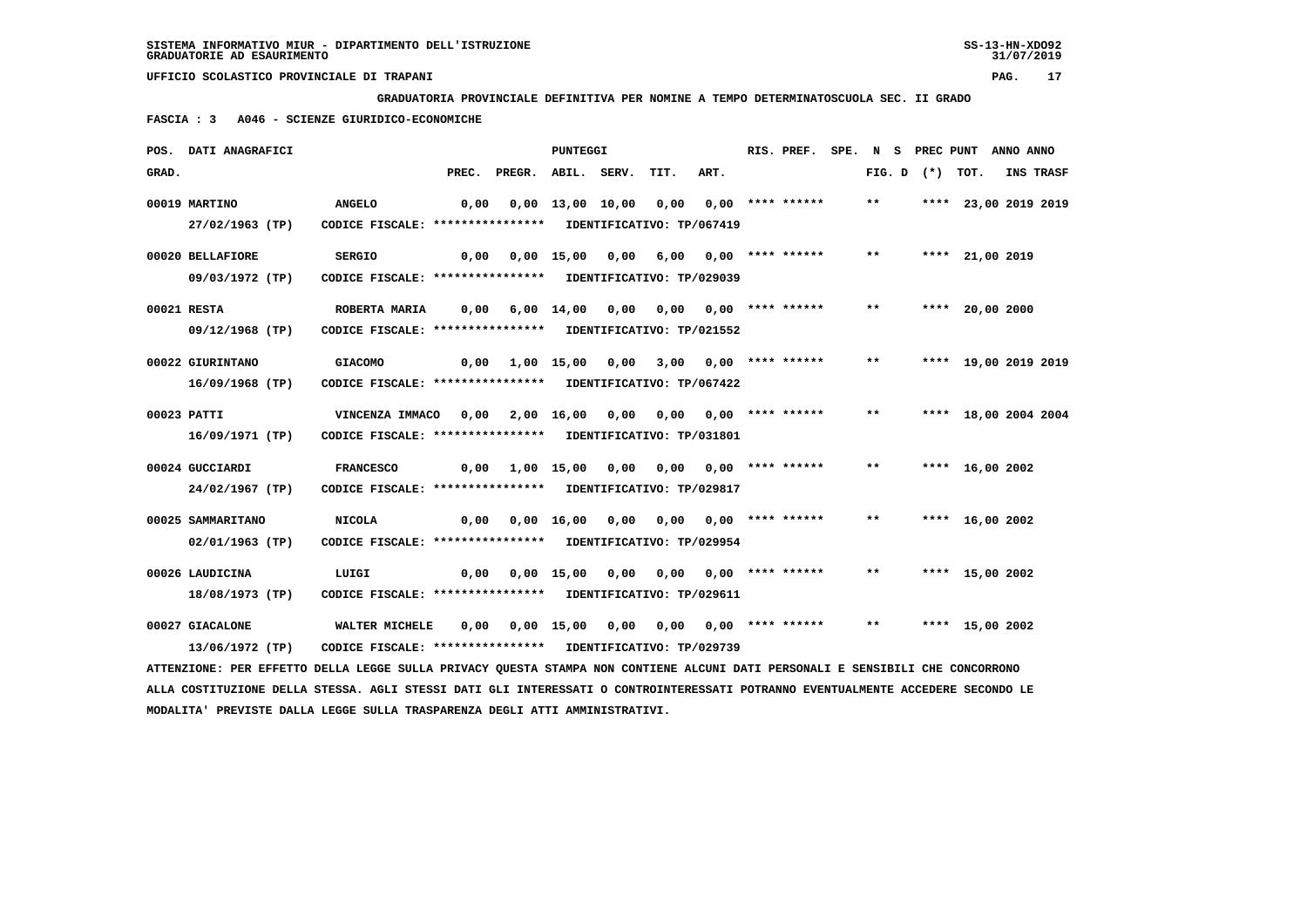SISTEMA INFORMATIVO MIUR - DIPARTIMENTO DELL'ISTRUZIONE
GRADUATORIE AD ESAURIMENTO

UFFICIO SCOLASTICO PROVINCIALE DI TRAPANI

**GRADUATORIA PROVINCIALE DEFINITIVA PER NOMINE A TEMPO DETERMINATOSCUOLA SEC. II GRADO**

**FASCIA : 3 A046 - SCIENZE GIURIDICO-ECONOMICHE**

| POS. GRAD. | DATI ANAGRAFICI | | PREC. | PREGR. | ABIL. | SERV. | TIT. | ART. | RIS. PREF. | SPE. | N S FIG. D | PREC PUNT (*) | TOT. | ANNO INS | ANNO TRASF |
|---|---|---|---|---|---|---|---|---|---|---|---|---|---|---|---|
| 00019 | MARTINO 27/02/1963 (TP) | ANGELO CODICE FISCALE: **************** IDENTIFICATIVO: TP/067419 | 0,00 | 0,00 | 13,00 | 10,00 | 0,00 | 0,00 | **** ****** | | ** | **** | 23,00 | 2019 | 2019 |
| 00020 | BELLAFIORE 09/03/1972 (TP) | SERGIO CODICE FISCALE: **************** IDENTIFICATIVO: TP/029039 | 0,00 | 0,00 | 15,00 | 0,00 | 6,00 | 0,00 | **** ****** | | ** | **** | 21,00 | 2019 | |
| 00021 | RESTA 09/12/1968 (TP) | ROBERTA MARIA CODICE FISCALE: **************** IDENTIFICATIVO: TP/021552 | 0,00 | 6,00 | 14,00 | 0,00 | 0,00 | 0,00 | **** ****** | | ** | **** | 20,00 | 2000 | |
| 00022 | GIURINTANO 16/09/1968 (TP) | GIACOMO CODICE FISCALE: **************** IDENTIFICATIVO: TP/067422 | 0,00 | 1,00 | 15,00 | 0,00 | 3,00 | 0,00 | **** ****** | | ** | **** | 19,00 | 2019 | 2019 |
| 00023 | PATTI 16/09/1971 (TP) | VINCENZA IMMACO CODICE FISCALE: **************** IDENTIFICATIVO: TP/031801 | 0,00 | 2,00 | 16,00 | 0,00 | 0,00 | 0,00 | **** ****** | | ** | **** | 18,00 | 2004 | 2004 |
| 00024 | GUCCIARDI 24/02/1967 (TP) | FRANCESCO CODICE FISCALE: **************** IDENTIFICATIVO: TP/029817 | 0,00 | 1,00 | 15,00 | 0,00 | 0,00 | 0,00 | **** ****** | | ** | **** | 16,00 | 2002 | |
| 00025 | SAMMARITANO 02/01/1963 (TP) | NICOLA CODICE FISCALE: **************** IDENTIFICATIVO: TP/029954 | 0,00 | 0,00 | 16,00 | 0,00 | 0,00 | 0,00 | **** ****** | | ** | **** | 16,00 | 2002 | |
| 00026 | LAUDICINA 18/08/1973 (TP) | LUIGI CODICE FISCALE: **************** IDENTIFICATIVO: TP/029611 | 0,00 | 0,00 | 15,00 | 0,00 | 0,00 | 0,00 | **** ****** | | ** | **** | 15,00 | 2002 | |
| 00027 | GIACALONE 13/06/1972 (TP) | WALTER MICHELE CODICE FISCALE: **************** IDENTIFICATIVO: TP/029739 | 0,00 | 0,00 | 15,00 | 0,00 | 0,00 | 0,00 | **** ****** | | ** | **** | 15,00 | 2002 | |

ATTENZIONE: PER EFFETTO DELLA LEGGE SULLA PRIVACY QUESTA STAMPA NON CONTIENE ALCUNI DATI PERSONALI E SENSIBILI CHE CONCORRONO ALLA COSTITUZIONE DELLA STESSA. AGLI STESSI DATI GLI INTERESSATI O CONTROINTERESSATI POTRANNO EVENTUALMENTE ACCEDERE SECONDO LE MODALITA' PREVISTE DALLA LEGGE SULLA TRASPARENZA DEGLI ATTI AMMINISTRATIVI.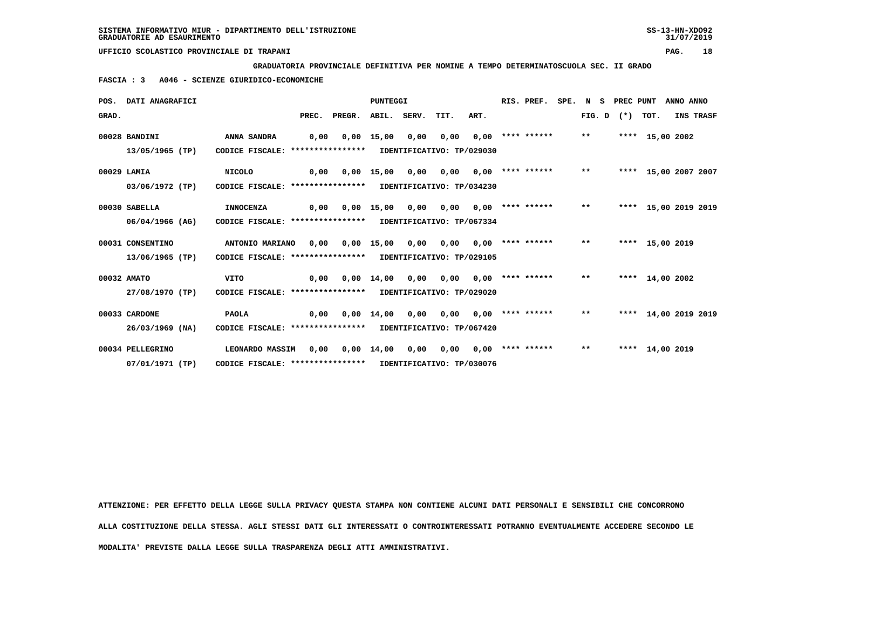SISTEMA INFORMATIVO MIUR - DIPARTIMENTO DELL'ISTRUZIONE

GRADUATORIE AD ESAURIMENTO

UFFICIO SCOLASTICO PROVINCIALE DI TRAPANI

**GRADUATORIA PROVINCIALE DEFINITIVA PER NOMINE A TEMPO DETERMINATOSCUOLA SEC. II GRADO**

**FASCIA : 3 A046 - SCIENZE GIURIDICO-ECONOMICHE**

| POS. GRAD. | DATI ANAGRAFICI | | PREC. | PREGR. | ABIL. | SERV. | TIT. | ART. | RIS. PREF. | SPE. N S FIG. D | PREC (*) | PUNT TOT. | ANNO INS | ANNO TRASF |
|---|---|---|---|---|---|---|---|---|---|---|---|---|---|---|
| 00028 | BANDINI | ANNA SANDRA | 0,00 | 0,00 | 15,00 | 0,00 | 0,00 | 0,00 | **** ****** | ** | **** | 15,00 | 2002 | |
| | 13/05/1965 (TP) | CODICE FISCALE: **************** | IDENTIFICATIVO: TP/029030 | | | | | | | | | | | |
| 00029 | LAMIA | NICOLO | 0,00 | 0,00 | 15,00 | 0,00 | 0,00 | 0,00 | **** ****** | ** | **** | 15,00 | 2007 | 2007 |
| | 03/06/1972 (TP) | CODICE FISCALE: **************** | IDENTIFICATIVO: TP/034230 | | | | | | | | | | | |
| 00030 | SABELLA | INNOCENZA | 0,00 | 0,00 | 15,00 | 0,00 | 0,00 | 0,00 | **** ****** | ** | **** | 15,00 | 2019 | 2019 |
| | 06/04/1966 (AG) | CODICE FISCALE: **************** | IDENTIFICATIVO: TP/067334 | | | | | | | | | | | |
| 00031 | CONSENTINO | ANTONIO MARIANO | 0,00 | 0,00 | 15,00 | 0,00 | 0,00 | 0,00 | **** ****** | ** | **** | 15,00 | 2019 | |
| | 13/06/1965 (TP) | CODICE FISCALE: **************** | IDENTIFICATIVO: TP/029105 | | | | | | | | | | | |
| 00032 | AMATO | VITO | 0,00 | 0,00 | 14,00 | 0,00 | 0,00 | 0,00 | **** ****** | ** | **** | 14,00 | 2002 | |
| | 27/08/1970 (TP) | CODICE FISCALE: **************** | IDENTIFICATIVO: TP/029020 | | | | | | | | | | | |
| 00033 | CARDONE | PAOLA | 0,00 | 0,00 | 14,00 | 0,00 | 0,00 | 0,00 | **** ****** | ** | **** | 14,00 | 2019 | 2019 |
| | 26/03/1969 (NA) | CODICE FISCALE: **************** | IDENTIFICATIVO: TP/067420 | | | | | | | | | | | |
| 00034 | PELLEGRINO | LEONARDO MASSIM | 0,00 | 0,00 | 14,00 | 0,00 | 0,00 | 0,00 | **** ****** | ** | **** | 14,00 | 2019 | |
| | 07/01/1971 (TP) | CODICE FISCALE: **************** | IDENTIFICATIVO: TP/030076 | | | | | | | | | | | |

ATTENZIONE: PER EFFETTO DELLA LEGGE SULLA PRIVACY QUESTA STAMPA NON CONTIENE ALCUNI DATI PERSONALI E SENSIBILI CHE CONCORRONO ALLA COSTITUZIONE DELLA STESSA. AGLI STESSI DATI GLI INTERESSATI O CONTROINTERESSATI POTRANNO EVENTUALMENTE ACCEDERE SECONDO LE MODALITA' PREVISTE DALLA LEGGE SULLA TRASPARENZA DEGLI ATTI AMMINISTRATIVI.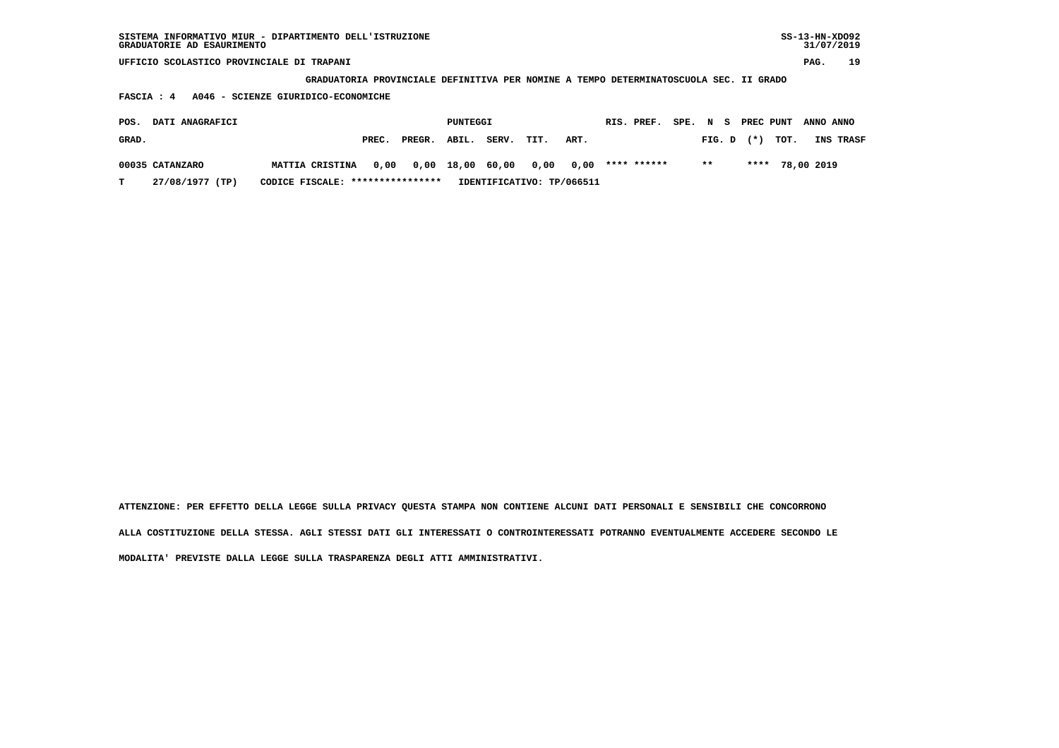SISTEMA INFORMATIVO MIUR - DIPARTIMENTO DELL'ISTRUZIONE
GRADUATORIE AD ESAURIMENTO

UFFICIO SCOLASTICO PROVINCIALE DI TRAPANI

GRADUATORIA PROVINCIALE DEFINITIVA PER NOMINE A TEMPO DETERMINATOSCUOLA SEC. II GRADO

FASCIA : 4 A046 - SCIENZE GIURIDICO-ECONOMICHE

| POS. GRAD. | DATI ANAGRAFICI | | PUNTEGGI PREC. | PREGR. | ABIL. | SERV. | TIT. | ART. | RIS. PREF. | SPE. | N FIG. | S D | PREC (*) | PUNT TOT. | ANNO INS | ANNO TRASF |
|---|---|---|---|---|---|---|---|---|---|---|---|---|---|---|---|---|
| 00035 | CATANZARO | MATTIA CRISTINA | 0,00 | 0,00 | 18,00 | 60,00 | 0,00 | 0,00 | **** ****** | | ** | | **** | 78,00 | 2019 | |
| T | 27/08/1977 (TP) | CODICE FISCALE: **************** | IDENTIFICATIVO: TP/066511 | | | | | | | | | | | | | |

ATTENZIONE: PER EFFETTO DELLA LEGGE SULLA PRIVACY QUESTA STAMPA NON CONTIENE ALCUNI DATI PERSONALI E SENSIBILI CHE CONCORRONO ALLA COSTITUZIONE DELLA STESSA. AGLI STESSI DATI GLI INTERESSATI O CONTROINTERESSATI POTRANNO EVENTUALMENTE ACCEDERE SECONDO LE MODALITA' PREVISTE DALLA LEGGE SULLA TRASPARENZA DEGLI ATTI AMMINISTRATIVI.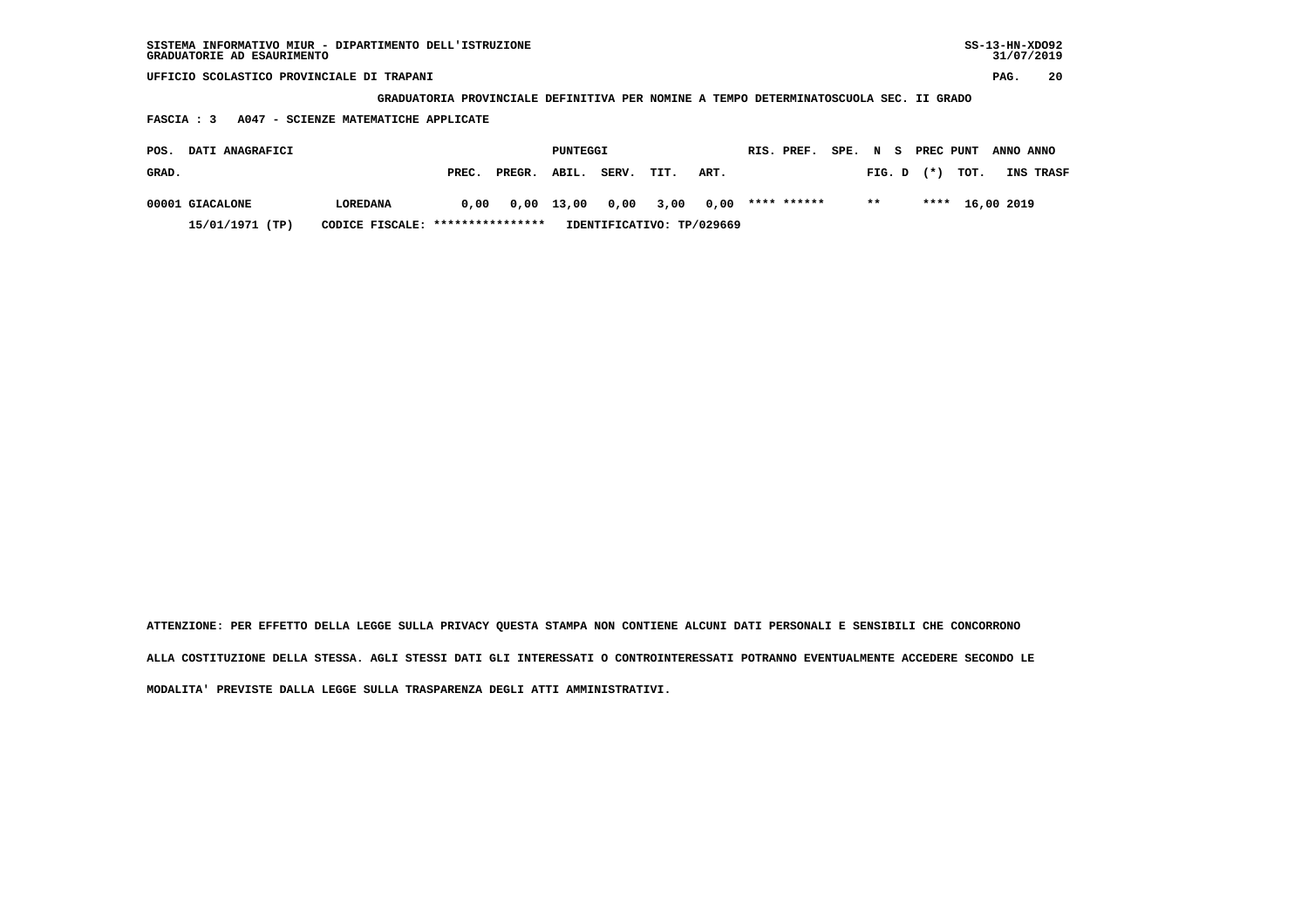SISTEMA INFORMATIVO MIUR - DIPARTIMENTO DELL'ISTRUZIONE
GRADUATORIE AD ESAURIMENTO

SS-13-HN-XDO92
31/07/2019

UFFICIO SCOLASTICO PROVINCIALE DI TRAPANI

GRADUATORIA PROVINCIALE DEFINITIVA PER NOMINE A TEMPO DETERMINATOSCUOLA SEC. II GRADO

FASCIA : 3 A047 - SCIENZE MATEMATICHE APPLICATE

| POS. GRAD. | DATI ANAGRAFICI | | PUNTEGGI PREC. | PREGR. | ABIL. | SERV. | TIT. | ART. | RIS. PREF. | SPE. N S FIG. D | PREC (*) | PUNT TOT. | ANNO INS | ANNO TRASF |
|---|---|---|---|---|---|---|---|---|---|---|---|---|---|---|
| 00001 | GIACALONE | LOREDANA | 0,00 | 0,00 | 13,00 | 0,00 | 3,00 | 0,00 | **** ****** | ** | **** | 16,00 | 2019 | |
| | 15/01/1971 (TP) | CODICE FISCALE: **************** | IDENTIFICATIVO: TP/029669 | | | | | | | | | | | |

ATTENZIONE: PER EFFETTO DELLA LEGGE SULLA PRIVACY QUESTA STAMPA NON CONTIENE ALCUNI DATI PERSONALI E SENSIBILI CHE CONCORRONO ALLA COSTITUZIONE DELLA STESSA. AGLI STESSI DATI GLI INTERESSATI O CONTROINTERESSATI POTRANNO EVENTUALMENTE ACCEDERE SECONDO LE MODALITA' PREVISTE DALLA LEGGE SULLA TRASPARENZA DEGLI ATTI AMMINISTRATIVI.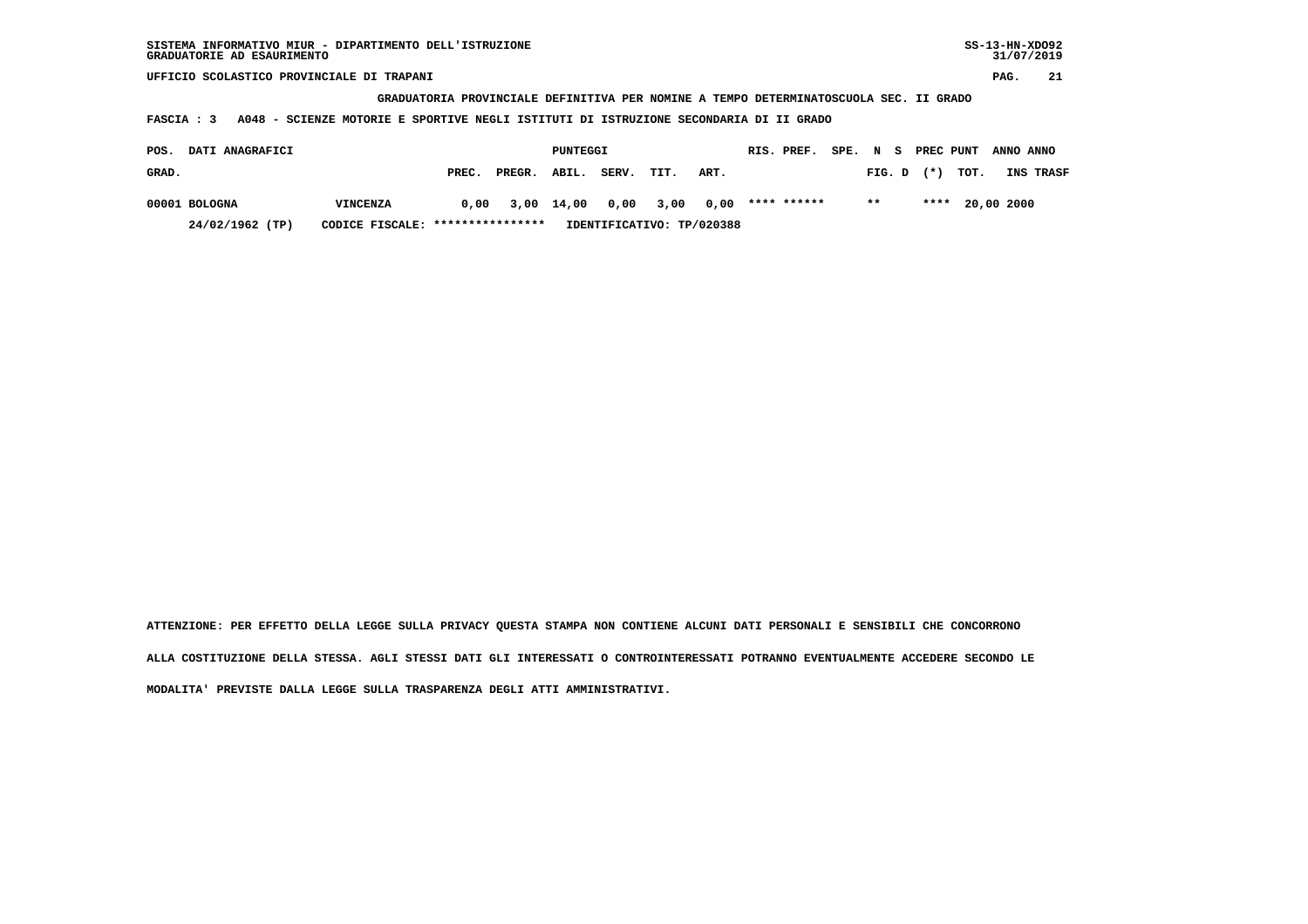SISTEMA INFORMATIVO MIUR - DIPARTIMENTO DELL'ISTRUZIONE
GRADUATORIE AD ESAURIMENTO

UFFICIO SCOLASTICO PROVINCIALE DI TRAPANI

GRADUATORIA PROVINCIALE DEFINITIVA PER NOMINE A TEMPO DETERMINATOSCUOLA SEC. II GRADO

FASCIA : 3 A048 - SCIENZE MOTORIE E SPORTIVE NEGLI ISTITUTI DI ISTRUZIONE SECONDARIA DI II GRADO

| POS. GRAD. | DATI ANAGRAFICI | | PREC. | PREGR. | ABIL. | SERV. | TIT. | ART. | RIS. | PREF. | SPE. | N FIG. | S D | PREC (*) | PUNT TOT. | ANNO INS | ANNO TRASF |
|---|---|---|---|---|---|---|---|---|---|---|---|---|---|---|---|---|---|
| 00001 | BOLOGNA | VINCENZA | 0,00 | 3,00 | 14,00 | 0,00 | 3,00 | 0,00 | **** | ****** | | ** | | **** | 20,00 | 2000 | |
| | 24/02/1962 (TP) | CODICE FISCALE: **************** | | | IDENTIFICATIVO: TP/020388 | | | | | | | | | | | | |

ATTENZIONE: PER EFFETTO DELLA LEGGE SULLA PRIVACY QUESTA STAMPA NON CONTIENE ALCUNI DATI PERSONALI E SENSIBILI CHE CONCORRONO ALLA COSTITUZIONE DELLA STESSA. AGLI STESSI DATI GLI INTERESSATI O CONTROINTERESSATI POTRANNO EVENTUALMENTE ACCEDERE SECONDO LE MODALITA' PREVISTE DALLA LEGGE SULLA TRASPARENZA DEGLI ATTI AMMINISTRATIVI.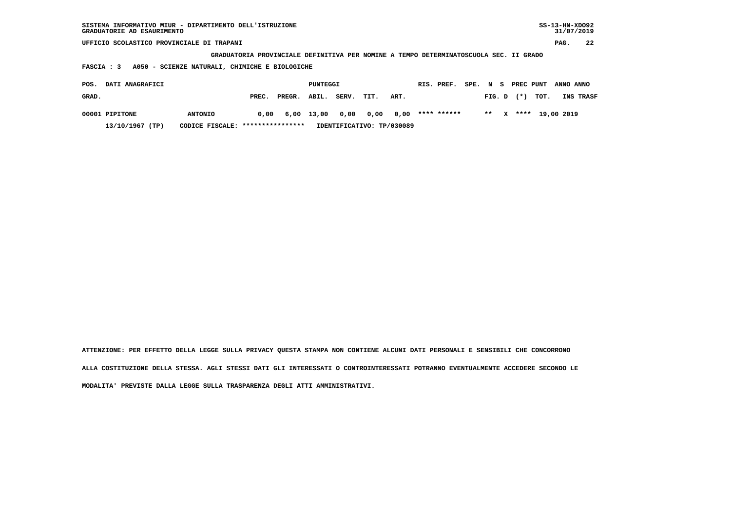SISTEMA INFORMATIVO MIUR - DIPARTIMENTO DELL'ISTRUZIONE
GRADUATORIE AD ESAURIMENTO

SS-13-HN-XDO92
31/07/2019

UFFICIO SCOLASTICO PROVINCIALE DI TRAPANI

GRADUATORIA PROVINCIALE DEFINITIVA PER NOMINE A TEMPO DETERMINATOSCUOLA SEC. II GRADO

FASCIA : 3 A050 - SCIENZE NATURALI, CHIMICHE E BIOLOGICHE

| POS. GRAD. | DATI ANAGRAFICI | | PREC. | PREGR. | ABIL. | SERV. | TIT. | ART. | RIS. | PREF. | SPE. | N FIG. | S D | PREC (*) | PUNT TOT. | ANNO INS | ANNO TRASF |
|---|---|---|---|---|---|---|---|---|---|---|---|---|---|---|---|---|---|
| 00001 | PIPITONE | ANTONIO | 0,00 | 6,00 | 13,00 | 0,00 | 0,00 | 0,00 | **** | ****** | | ** | X | **** | 19,00 | 2019 | |
| | 13/10/1967 (TP) | CODICE FISCALE: **************** | IDENTIFICATIVO: TP/030089 | | | | | | | | | | | | | | |

ATTENZIONE: PER EFFETTO DELLA LEGGE SULLA PRIVACY QUESTA STAMPA NON CONTIENE ALCUNI DATI PERSONALI E SENSIBILI CHE CONCORRONO ALLA COSTITUZIONE DELLA STESSA. AGLI STESSI DATI GLI INTERESSATI O CONTROINTERESSATI POTRANNO EVENTUALMENTE ACCEDERE SECONDO LE MODALITA' PREVISTE DALLA LEGGE SULLA TRASPARENZA DEGLI ATTI AMMINISTRATIVI.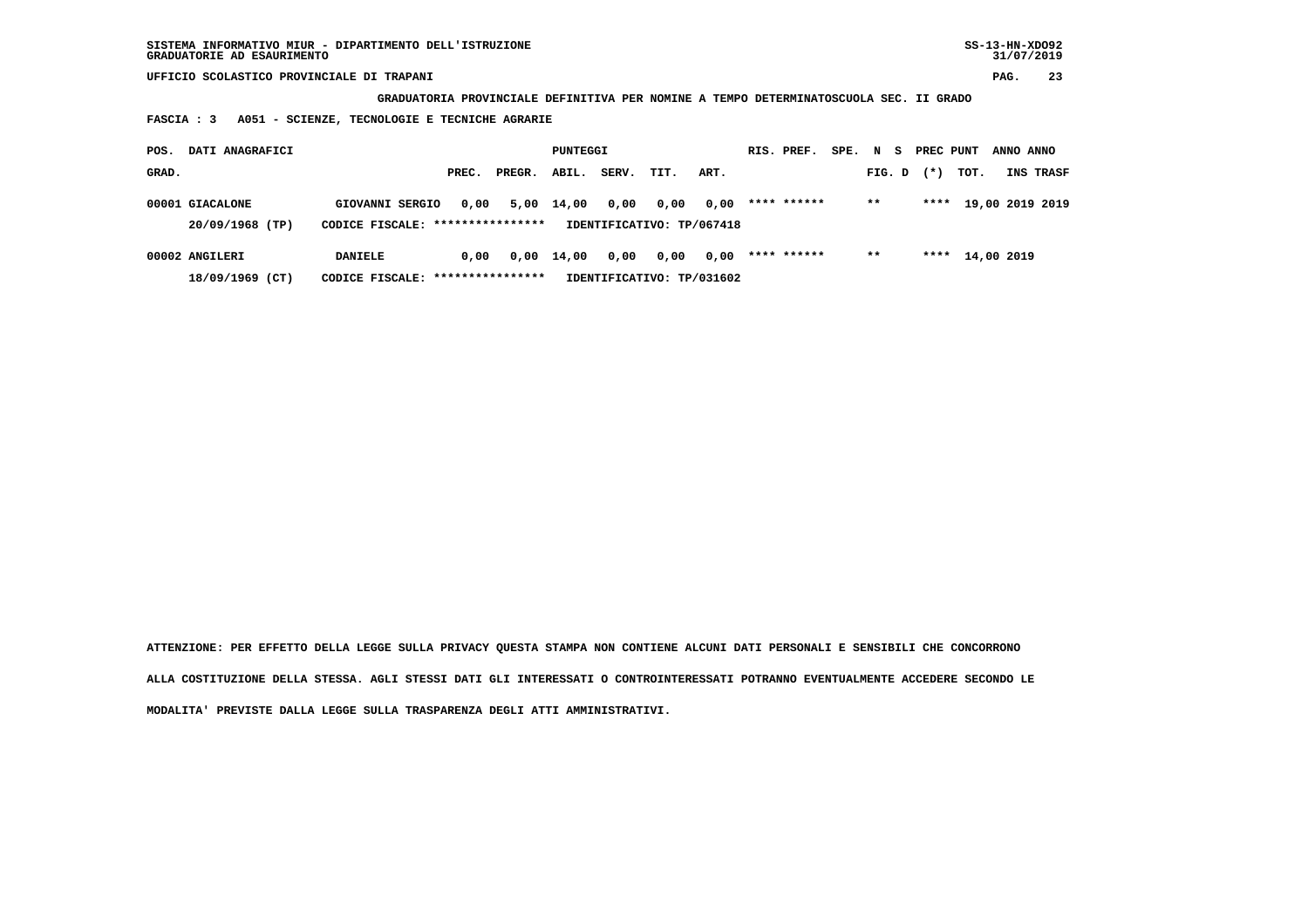SISTEMA INFORMATIVO MIUR - DIPARTIMENTO DELL'ISTRUZIONE
GRADUATORIE AD ESAURIMENTO

UFFICIO SCOLASTICO PROVINCIALE DI TRAPANI

**GRADUATORIA PROVINCIALE DEFINITIVA PER NOMINE A TEMPO DETERMINATOSCUOLA SEC. II GRADO**

**FASCIA : 3 A051 - SCIENZE, TECNOLOGIE E TECNICHE AGRARIE**

| POS. GRAD. | DATI ANAGRAFICI | | PREC. | PREGR. | ABIL. | SERV. | TIT. | ART. | RIS. PREF. | SPE. | N FIG. | S D | PREC (*) | PUNT TOT. | ANNO INS | ANNO TRASF |
|---|---|---|---|---|---|---|---|---|---|---|---|---|---|---|---|---|
| 00001 | GIACALONE | GIOVANNI SERGIO | 0,00 | 5,00 | 14,00 | 0,00 | 0,00 | 0,00 | **** ****** | | ** | | **** | 19,00 | 2019 | 2019 |
| | 20/09/1968 (TP) | CODICE FISCALE: **************** | | | IDENTIFICATIVO: TP/067418 | | | | | | | | | | | |
| 00002 | ANGILERI | DANIELE | 0,00 | 0,00 | 14,00 | 0,00 | 0,00 | 0,00 | **** ****** | | ** | | **** | 14,00 | 2019 | |
| | 18/09/1969 (CT) | CODICE FISCALE: **************** | | | IDENTIFICATIVO: TP/031602 | | | | | | | | | | | |

ATTENZIONE: PER EFFETTO DELLA LEGGE SULLA PRIVACY QUESTA STAMPA NON CONTIENE ALCUNI DATI PERSONALI E SENSIBILI CHE CONCORRONO ALLA COSTITUZIONE DELLA STESSA. AGLI STESSI DATI GLI INTERESSATI O CONTROINTERESSATI POTRANNO EVENTUALMENTE ACCEDERE SECONDO LE MODALITA' PREVISTE DALLA LEGGE SULLA TRASPARENZA DEGLI ATTI AMMINISTRATIVI.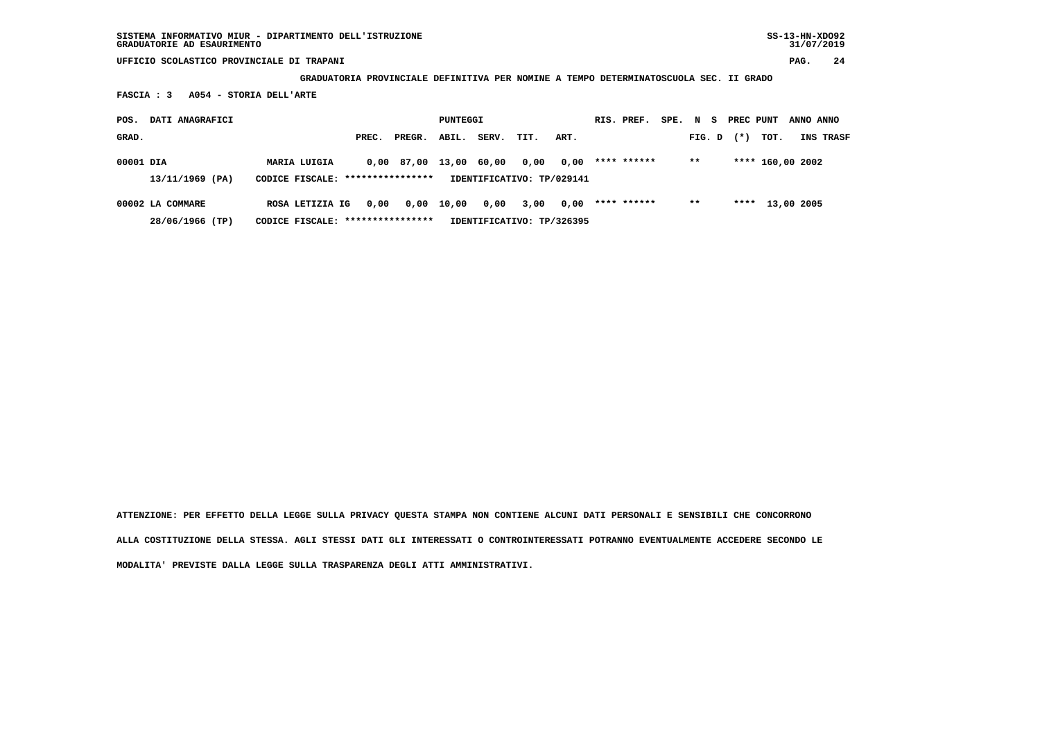**SISTEMA INFORMATIVO MIUR - DIPARTIMENTO DELL'ISTRUZIONE**
**GRADUATORIE AD ESAURIMENTO**

**UFFICIO SCOLASTICO PROVINCIALE DI TRAPANI**

**GRADUATORIA PROVINCIALE DEFINITIVA PER NOMINE A TEMPO DETERMINATOSCUOLA SEC. II GRADO**

**FASCIA : 3 A054 - STORIA DELL'ARTE**

| POS. GRAD. | DATI ANAGRAFICI | | PREC. | PREGR. | ABIL. | SERV. | TIT. | ART. | RIS. PREF. | SPE. FIG. D | N S (*) | PREC PUNT TOT. | ANNO INS | ANNO TRASF |
|---|---|---|---|---|---|---|---|---|---|---|---|---|---|---|
| 00001 | DIA | MARIA LUIGIA | 0,00 | 87,00 | 13,00 | 60,00 | 0,00 | 0,00 | **** ****** | ** | | **** 160,00 | 2002 | |
| | 13/11/1969 (PA) | CODICE FISCALE: **************** | | | IDENTIFICATIVO: TP/029141 | | | | | | | | | |
| 00002 | LA COMMARE | ROSA LETIZIA IG | 0,00 | 0,00 | 10,00 | 0,00 | 3,00 | 0,00 | **** ****** | ** | | **** 13,00 | 2005 | |
| | 28/06/1966 (TP) | CODICE FISCALE: **************** | | | IDENTIFICATIVO: TP/326395 | | | | | | | | | |

**ATTENZIONE: PER EFFETTO DELLA LEGGE SULLA PRIVACY QUESTA STAMPA NON CONTIENE ALCUNI DATI PERSONALI E SENSIBILI CHE CONCORRONO ALLA COSTITUZIONE DELLA STESSA. AGLI STESSI DATI GLI INTERESSATI O CONTROINTERESSATI POTRANNO EVENTUALMENTE ACCEDERE SECONDO LE MODALITA' PREVISTE DALLA LEGGE SULLA TRASPARENZA DEGLI ATTI AMMINISTRATIVI.**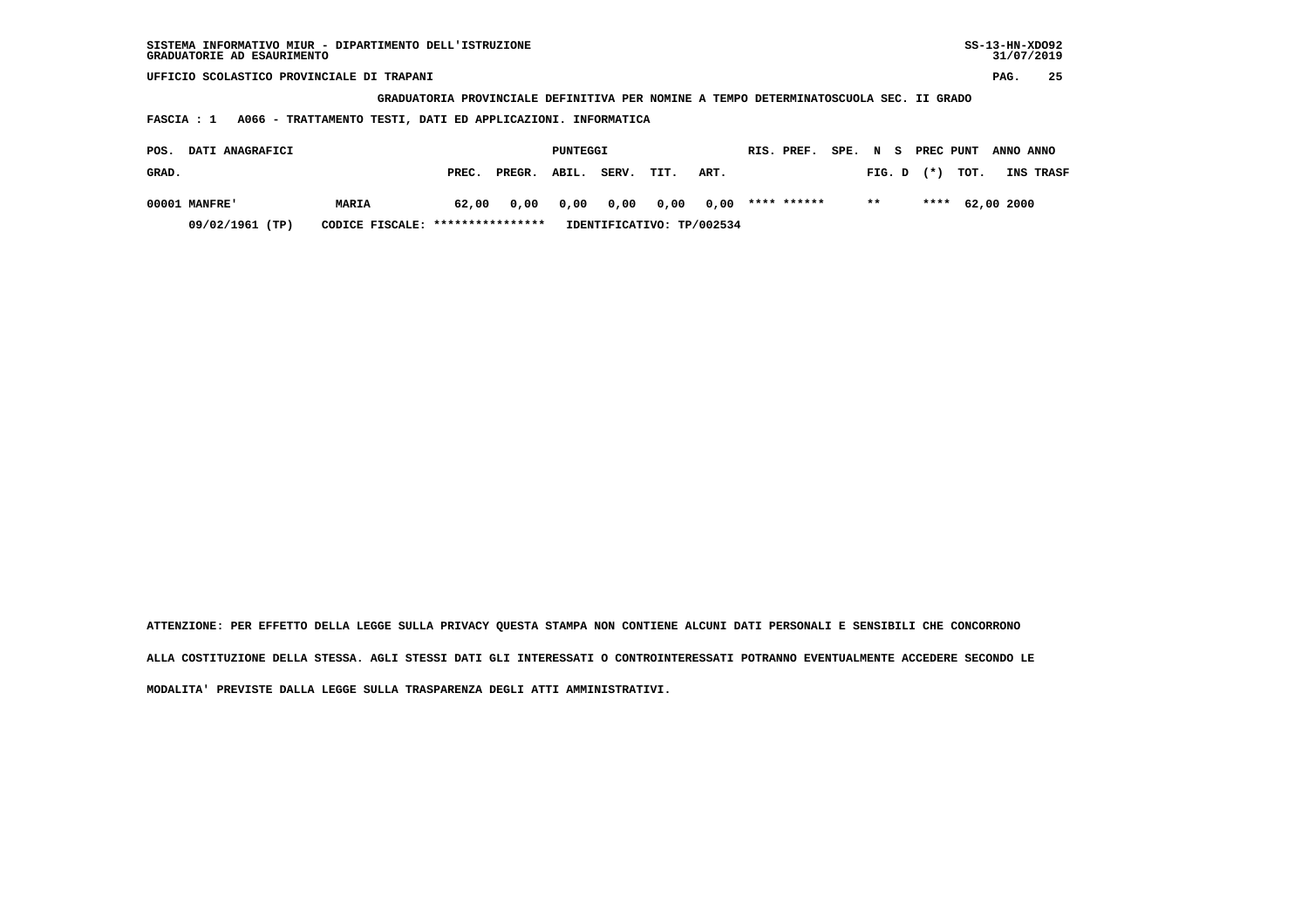SISTEMA INFORMATIVO MIUR - DIPARTIMENTO DELL'ISTRUZIONE
GRADUATORIE AD ESAURIMENTO

UFFICIO SCOLASTICO PROVINCIALE DI TRAPANI

GRADUATORIA PROVINCIALE DEFINITIVA PER NOMINE A TEMPO DETERMINATOSCUOLA SEC. II GRADO

FASCIA : 1   A066 - TRATTAMENTO TESTI, DATI ED APPLICAZIONI. INFORMATICA

| POS. GRAD. | DATI ANAGRAFICI | | PUNTEGGI PREC. | PREGR. | ABIL. | SERV. | TIT. | ART. | RIS. PREF. | SPE. | N FIG. | S D | PREC (*) | PUNT TOT. | ANNO INS | ANNO TRASF |
|---|---|---|---|---|---|---|---|---|---|---|---|---|---|---|---|---|
| 00001 | MANFRE' | MARIA | 62,00 | 0,00 | 0,00 | 0,00 | 0,00 | 0,00 | **** ****** | | ** | | **** | 62,00 | 2000 | |
| | 09/02/1961 (TP) | CODICE FISCALE: **************** | IDENTIFICATIVO: TP/002534 | | | | | | | | | | | | | |

ATTENZIONE: PER EFFETTO DELLA LEGGE SULLA PRIVACY QUESTA STAMPA NON CONTIENE ALCUNI DATI PERSONALI E SENSIBILI CHE CONCORRONO ALLA COSTITUZIONE DELLA STESSA. AGLI STESSI DATI GLI INTERESSATI O CONTROINTERESSATI POTRANNO EVENTUALMENTE ACCEDERE SECONDO LE MODALITA' PREVISTE DALLA LEGGE SULLA TRASPARENZA DEGLI ATTI AMMINISTRATIVI.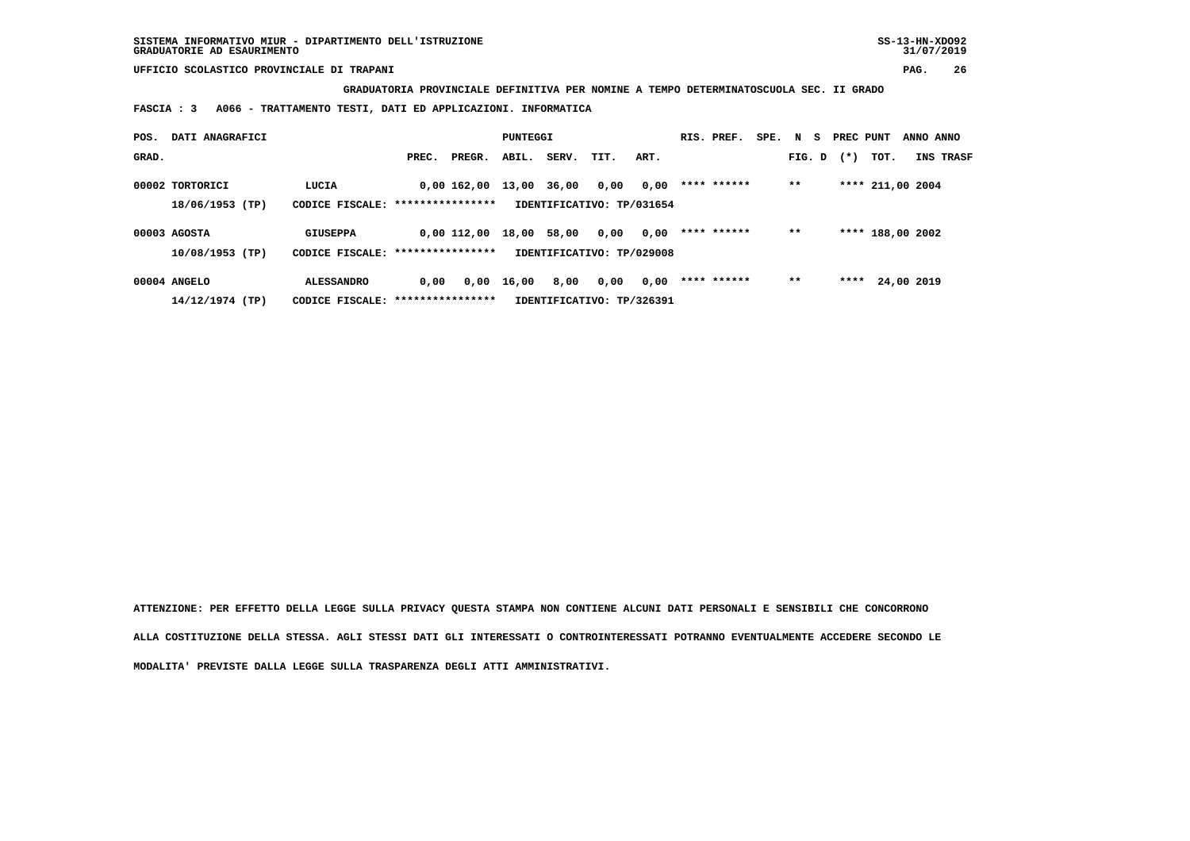SISTEMA INFORMATIVO MIUR - DIPARTIMENTO DELL'ISTRUZIONE
GRADUATORIE AD ESAURIMENTO

SS-13-HN-XDO92
31/07/2019

UFFICIO SCOLASTICO PROVINCIALE DI TRAPANI

**GRADUATORIA PROVINCIALE DEFINITIVA PER NOMINE A TEMPO DETERMINATOSCUOLA SEC. II GRADO**

**FASCIA : 3 A066 - TRATTAMENTO TESTI, DATI ED APPLICAZIONI. INFORMATICA**

| POS. GRAD. | DATI ANAGRAFICI | | PREC. | PREGR. | ABIL. | SERV. | TIT. | ART. | RIS. PREF. | SPE. | N FIG. | S D | PREC (*) | PUNT TOT. | ANNO INS | ANNO TRASF |
|---|---|---|---|---|---|---|---|---|---|---|---|---|---|---|---|---|
| 00002 | TORTORICI | LUCIA | 0,00 | 162,00 | 13,00 | 36,00 | 0,00 | 0,00 | **** ****** | | ** | | **** | 211,00 | 2004 | |
| | 18/06/1953 (TP) | CODICE FISCALE: **************** | IDENTIFICATIVO: TP/031654 | | | | | | | | | | | | | |
| 00003 | AGOSTA | GIUSEPPA | 0,00 | 112,00 | 18,00 | 58,00 | 0,00 | 0,00 | **** ****** | | ** | | **** | 188,00 | 2002 | |
| | 10/08/1953 (TP) | CODICE FISCALE: **************** | IDENTIFICATIVO: TP/029008 | | | | | | | | | | | | | |
| 00004 | ANGELO | ALESSANDRO | 0,00 | 0,00 | 16,00 | 8,00 | 0,00 | 0,00 | **** ****** | | ** | | **** | 24,00 | 2019 | |
| | 14/12/1974 (TP) | CODICE FISCALE: **************** | IDENTIFICATIVO: TP/326391 | | | | | | | | | | | | | |

**ATTENZIONE: PER EFFETTO DELLA LEGGE SULLA PRIVACY QUESTA STAMPA NON CONTIENE ALCUNI DATI PERSONALI E SENSIBILI CHE CONCORRONO ALLA COSTITUZIONE DELLA STESSA. AGLI STESSI DATI GLI INTERESSATI O CONTROINTERESSATI POTRANNO EVENTUALMENTE ACCEDERE SECONDO LE MODALITA' PREVISTE DALLA LEGGE SULLA TRASPARENZA DEGLI ATTI AMMINISTRATIVI.**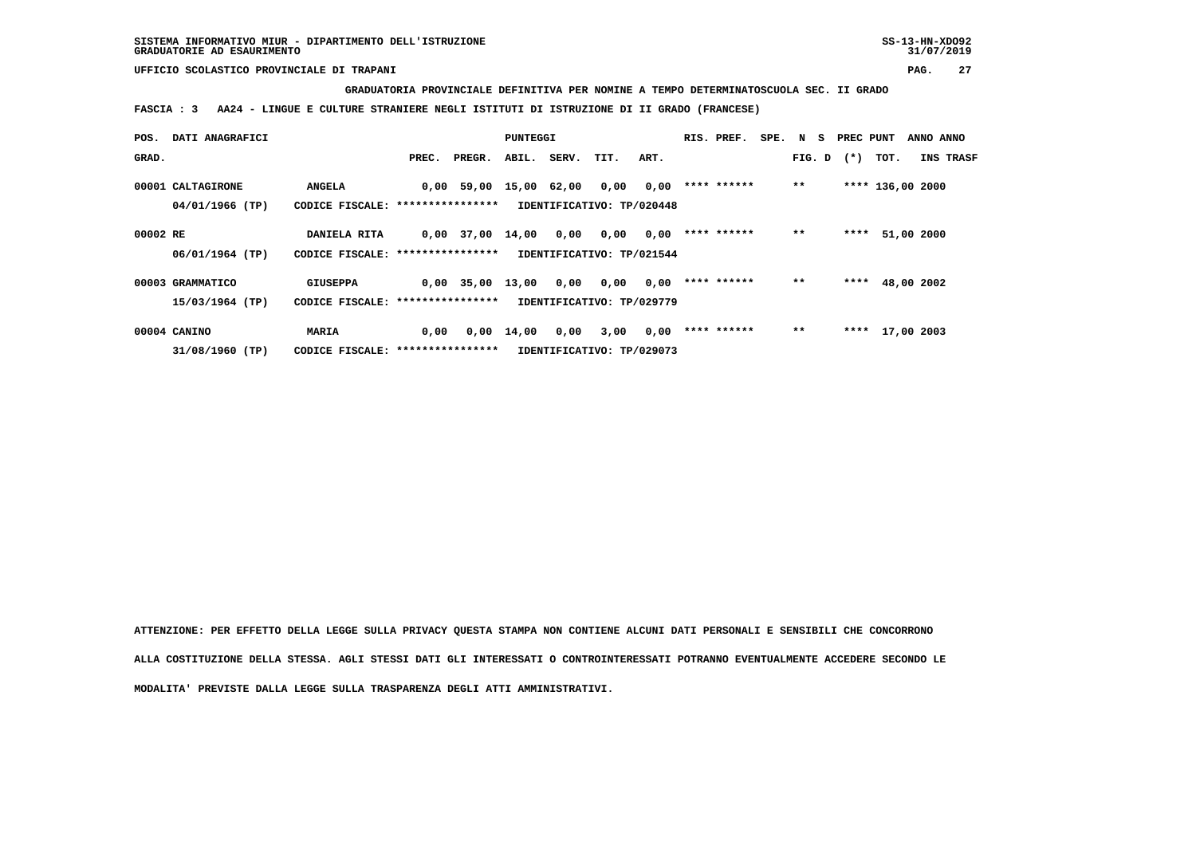SISTEMA INFORMATIVO MIUR - DIPARTIMENTO DELL'ISTRUZIONE
GRADUATORIE AD ESAURIMENTO

UFFICIO SCOLASTICO PROVINCIALE DI TRAPANI

**GRADUATORIA PROVINCIALE DEFINITIVA PER NOMINE A TEMPO DETERMINATOSCUOLA SEC. II GRADO**

**FASCIA : 3 AA24 - LINGUE E CULTURE STRANIERE NEGLI ISTITUTI DI ISTRUZIONE DI II GRADO (FRANCESE)**

| POS. GRAD. | DATI ANAGRAFICI | | PREC. | PREGR. | ABIL. | SERV. | TIT. | ART. | RIS. PREF. | SPE. | N S FIG. D | PREC PUNT (*) | TOT. | ANNO INS | ANNO TRASF |
|---|---|---|---|---|---|---|---|---|---|---|---|---|---|---|---|
| 00001 | CALTAGIRONE | ANGELA | 0,00 | 59,00 | 15,00 | 62,00 | 0,00 | 0,00 | **** ****** | | ** | **** | 136,00 | 2000 | |
| | 04/01/1966 (TP) | CODICE FISCALE: **************** | IDENTIFICATIVO: TP/020448 | | | | | | | | | | | | |
| 00002 | RE | DANIELA RITA | 0,00 | 37,00 | 14,00 | 0,00 | 0,00 | 0,00 | **** ****** | | ** | **** | 51,00 | 2000 | |
| | 06/01/1964 (TP) | CODICE FISCALE: **************** | IDENTIFICATIVO: TP/021544 | | | | | | | | | | | | |
| 00003 | GRAMMATICO | GIUSEPPA | 0,00 | 35,00 | 13,00 | 0,00 | 0,00 | 0,00 | **** ****** | | ** | **** | 48,00 | 2002 | |
| | 15/03/1964 (TP) | CODICE FISCALE: **************** | IDENTIFICATIVO: TP/029779 | | | | | | | | | | | | |
| 00004 | CANINO | MARIA | 0,00 | 0,00 | 14,00 | 0,00 | 3,00 | 0,00 | **** ****** | | ** | **** | 17,00 | 2003 | |
| | 31/08/1960 (TP) | CODICE FISCALE: **************** | IDENTIFICATIVO: TP/029073 | | | | | | | | | | | | |

**ATTENZIONE: PER EFFETTO DELLA LEGGE SULLA PRIVACY QUESTA STAMPA NON CONTIENE ALCUNI DATI PERSONALI E SENSIBILI CHE CONCORRONO ALLA COSTITUZIONE DELLA STESSA. AGLI STESSI DATI GLI INTERESSATI O CONTROINTERESSATI POTRANNO EVENTUALMENTE ACCEDERE SECONDO LE MODALITA' PREVISTE DALLA LEGGE SULLA TRASPARENZA DEGLI ATTI AMMINISTRATIVI.**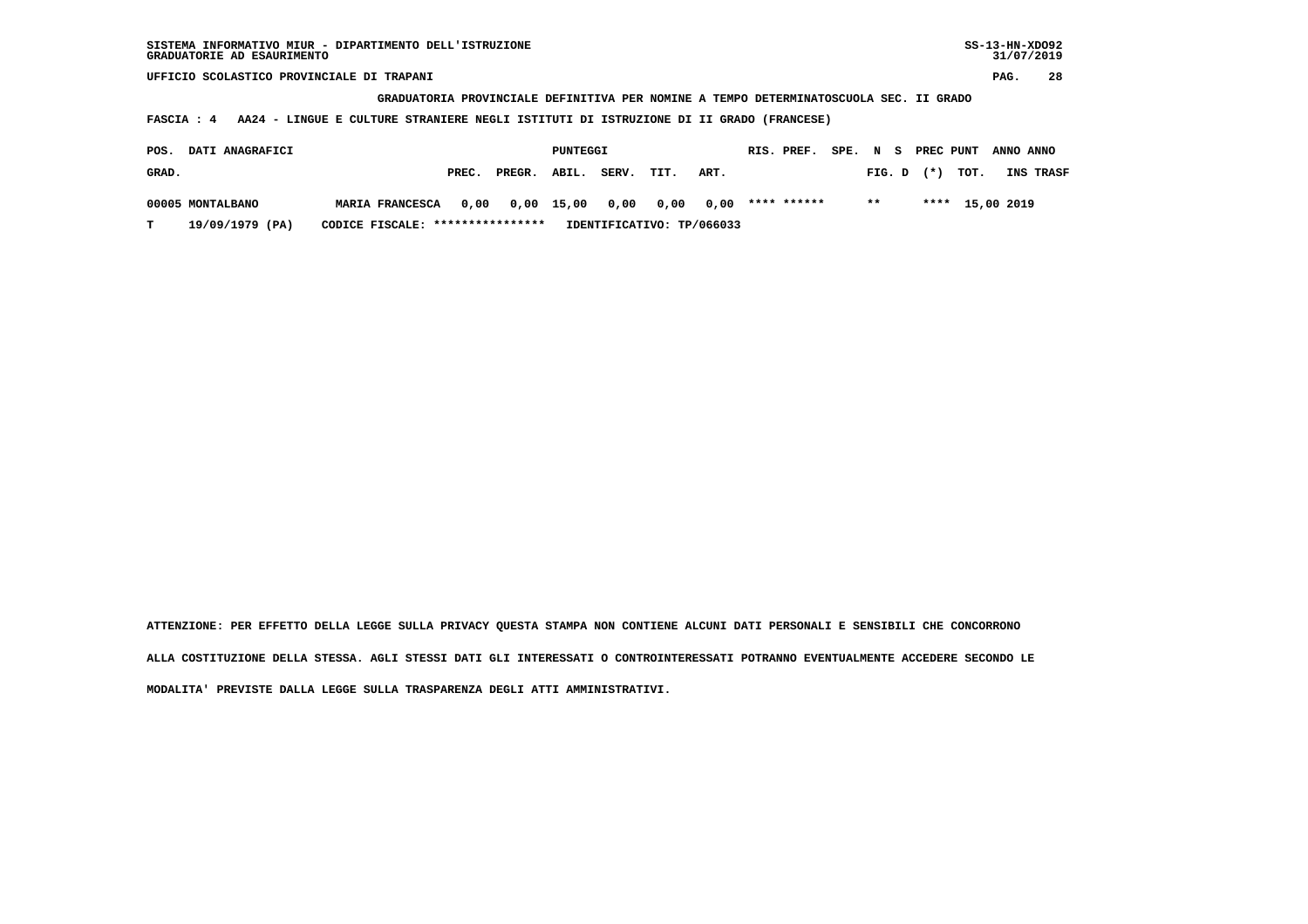SISTEMA INFORMATIVO MIUR - DIPARTIMENTO DELL'ISTRUZIONE
GRADUATORIE AD ESAURIMENTO

UFFICIO SCOLASTICO PROVINCIALE DI TRAPANI

GRADUATORIA PROVINCIALE DEFINITIVA PER NOMINE A TEMPO DETERMINATOSCUOLA SEC. II GRADO

FASCIA : 4 AA24 - LINGUE E CULTURE STRANIERE NEGLI ISTITUTI DI ISTRUZIONE DI II GRADO (FRANCESE)

| POS. GRAD. | DATI ANAGRAFICI | | PUNTEGGI PREC. | PREGR. | ABIL. | SERV. | TIT. | ART. | RIS. PREF. | SPE. N S FIG. D | PREC PUNT (*) | TOT. | ANNO INS | ANNO TRASF |
|---|---|---|---|---|---|---|---|---|---|---|---|---|---|---|
| 00005 | MONTALBANO | MARIA FRANCESCA | 0,00 | 0,00 | 15,00 | 0,00 | 0,00 | 0,00 | **** ****** | ** | **** | 15,00 | 2019 | |
| T | 19/09/1979 (PA) | CODICE FISCALE: **************** | IDENTIFICATIVO: TP/066033 | | | | | | | | | | | |

ATTENZIONE: PER EFFETTO DELLA LEGGE SULLA PRIVACY QUESTA STAMPA NON CONTIENE ALCUNI DATI PERSONALI E SENSIBILI CHE CONCORRONO ALLA COSTITUZIONE DELLA STESSA. AGLI STESSI DATI GLI INTERESSATI O CONTROINTERESSATI POTRANNO EVENTUALMENTE ACCEDERE SECONDO LE MODALITA' PREVISTE DALLA LEGGE SULLA TRASPARENZA DEGLI ATTI AMMINISTRATIVI.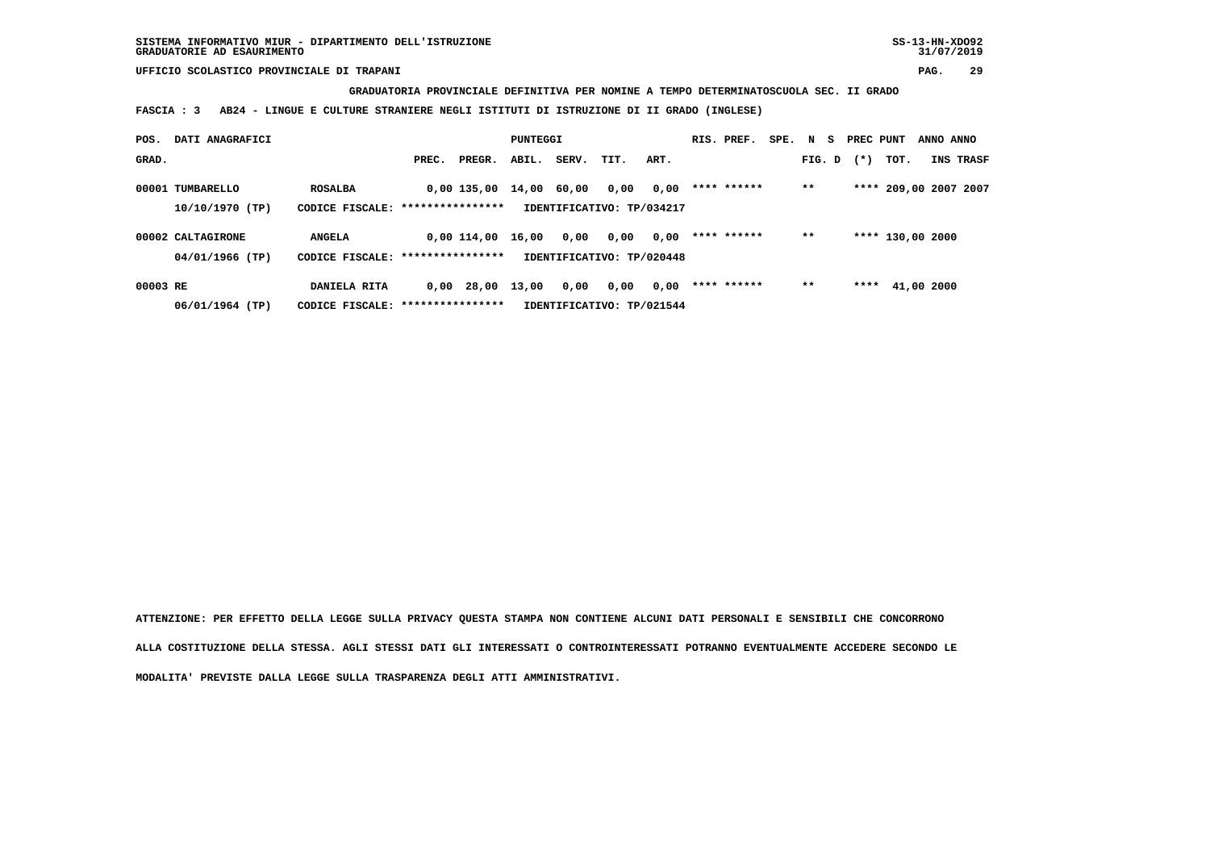SISTEMA INFORMATIVO MIUR - DIPARTIMENTO DELL'ISTRUZIONE
GRADUATORIE AD ESAURIMENTO

SS-13-HN-XDO92
31/07/2019

UFFICIO SCOLASTICO PROVINCIALE DI TRAPANI

**GRADUATORIA PROVINCIALE DEFINITIVA PER NOMINE A TEMPO DETERMINATOSCUOLA SEC. II GRADO**

**FASCIA : 3 AB24 - LINGUE E CULTURE STRANIERE NEGLI ISTITUTI DI ISTRUZIONE DI II GRADO (INGLESE)**

| POS. GRAD. | DATI ANAGRAFICI | | PREC. | PREGR. | ABIL. | SERV. | TIT. | ART. | RIS. | PREF. | SPE. | N S FIG. D | PREC (*) | PUNT TOT. | ANNO INS | ANNO TRASF |
|---|---|---|---|---|---|---|---|---|---|---|---|---|---|---|---|---|
| 00001 | TUMBARELLO | ROSALBA | 0,00 | 135,00 | 14,00 | 60,00 | 0,00 | 0,00 | **** | ****** | | ** | **** | 209,00 | 2007 | 2007 |
| | 10/10/1970 (TP) | CODICE FISCALE: **************** | | | IDENTIFICATIVO: TP/034217 | | | | | | | | | | | |
| 00002 | CALTAGIRONE | ANGELA | 0,00 | 114,00 | 16,00 | 0,00 | 0,00 | 0,00 | **** | ****** | | ** | **** | 130,00 | 2000 | |
| | 04/01/1966 (TP) | CODICE FISCALE: **************** | | | IDENTIFICATIVO: TP/020448 | | | | | | | | | | | |
| 00003 | RE | DANIELA RITA | 0,00 | 28,00 | 13,00 | 0,00 | 0,00 | 0,00 | **** | ****** | | ** | **** | 41,00 | 2000 | |
| | 06/01/1964 (TP) | CODICE FISCALE: **************** | | | IDENTIFICATIVO: TP/021544 | | | | | | | | | | | |

**ATTENZIONE: PER EFFETTO DELLA LEGGE SULLA PRIVACY QUESTA STAMPA NON CONTIENE ALCUNI DATI PERSONALI E SENSIBILI CHE CONCORRONO ALLA COSTITUZIONE DELLA STESSA. AGLI STESSI DATI GLI INTERESSATI O CONTROINTERESSATI POTRANNO EVENTUALMENTE ACCEDERE SECONDO LE MODALITA' PREVISTE DALLA LEGGE SULLA TRASPARENZA DEGLI ATTI AMMINISTRATIVI.**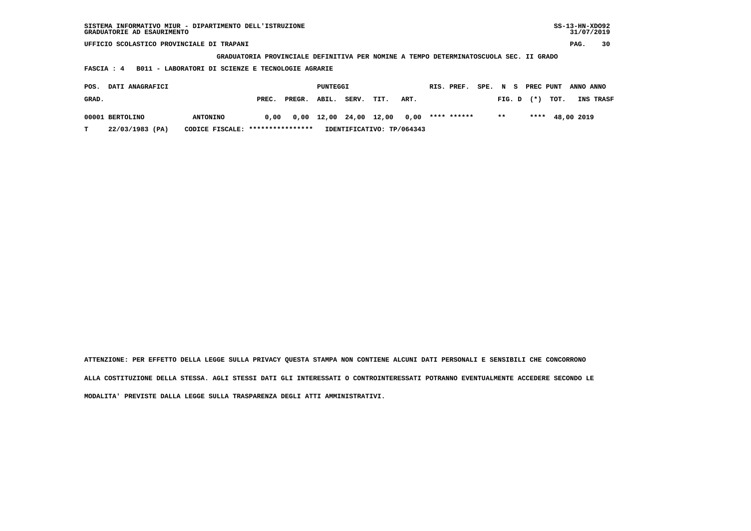UFFICIO SCOLASTICO PROVINCIALE DI TRAPANI

GRADUATORIA PROVINCIALE DEFINITIVA PER NOMINE A TEMPO DETERMINATOSCUOLA SEC. II GRADO

FASCIA : 4 B011 - LABORATORI DI SCIENZE E TECNOLOGIE AGRARIE

| POS. GRAD. | DATI ANAGRAFICI | | PUNTEGGI PREC. | PREGR. | ABIL. | SERV. | TIT. | ART. | RIS. PREF. | SPE. N S FIG. D | PREC (*) | PUNT TOT. | ANNO INS | ANNO TRASF |
|---|---|---|---|---|---|---|---|---|---|---|---|---|---|---|
| 00001 | BERTOLINO | ANTONINO | 0,00 | 0,00 | 12,00 | 24,00 | 12,00 | 0,00 | **** ****** | ** | **** | 48,00 | 2019 | |
| T | 22/03/1983 (PA) | CODICE FISCALE: **************** | IDENTIFICATIVO: TP/064343 | | | | | | | | | | | |

ATTENZIONE: PER EFFETTO DELLA LEGGE SULLA PRIVACY QUESTA STAMPA NON CONTIENE ALCUNI DATI PERSONALI E SENSIBILI CHE CONCORRONO ALLA COSTITUZIONE DELLA STESSA. AGLI STESSI DATI GLI INTERESSATI O CONTROINTERESSATI POTRANNO EVENTUALMENTE ACCEDERE SECONDO LE MODALITA' PREVISTE DALLA LEGGE SULLA TRASPARENZA DEGLI ATTI AMMINISTRATIVI.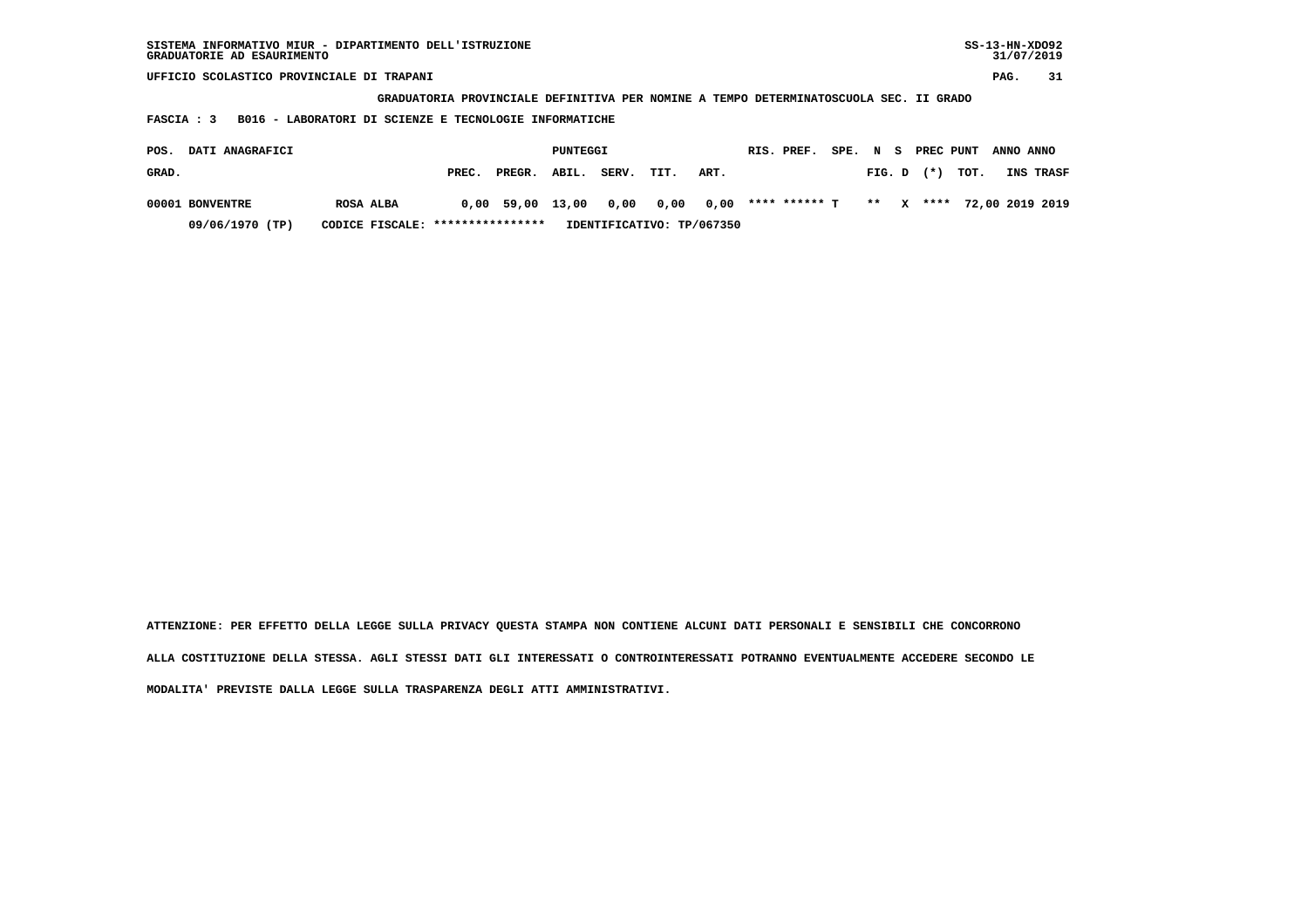SISTEMA INFORMATIVO MIUR - DIPARTIMENTO DELL'ISTRUZIONE
GRADUATORIE AD ESAURIMENTO

UFFICIO SCOLASTICO PROVINCIALE DI TRAPANI

**GRADUATORIA PROVINCIALE DEFINITIVA PER NOMINE A TEMPO DETERMINATOSCUOLA SEC. II GRADO**

**FASCIA : 3 B016 - LABORATORI DI SCIENZE E TECNOLOGIE INFORMATICHE**

| POS. GRAD. | DATI ANAGRAFICI | | PUNTEGGI PREC. | PREGR. | ABIL. | SERV. | TIT. | ART. | RIS. | PREF. | SPE. | N FIG. | S D | PREC (*) | PUNT TOT. | ANNO INS | ANNO TRASF |
|---|---|---|---|---|---|---|---|---|---|---|---|---|---|---|---|---|---|
| 00001 | BONVENTRE | ROSA ALBA | 0,00 | 59,00 | 13,00 | 0,00 | 0,00 | 0,00 | **** | ****** | T | ** | X | **** | 72,00 | 2019 | 2019 |
| | 09/06/1970 (TP) | CODICE FISCALE: **************** | IDENTIFICATIVO: TP/067350 | | | | | | | | | | | | | | |

ATTENZIONE: PER EFFETTO DELLA LEGGE SULLA PRIVACY QUESTA STAMPA NON CONTIENE ALCUNI DATI PERSONALI E SENSIBILI CHE CONCORRONO ALLA COSTITUZIONE DELLA STESSA. AGLI STESSI DATI GLI INTERESSATI O CONTROINTERESSATI POTRANNO EVENTUALMENTE ACCEDERE SECONDO LE MODALITA' PREVISTE DALLA LEGGE SULLA TRASPARENZA DEGLI ATTI AMMINISTRATIVI.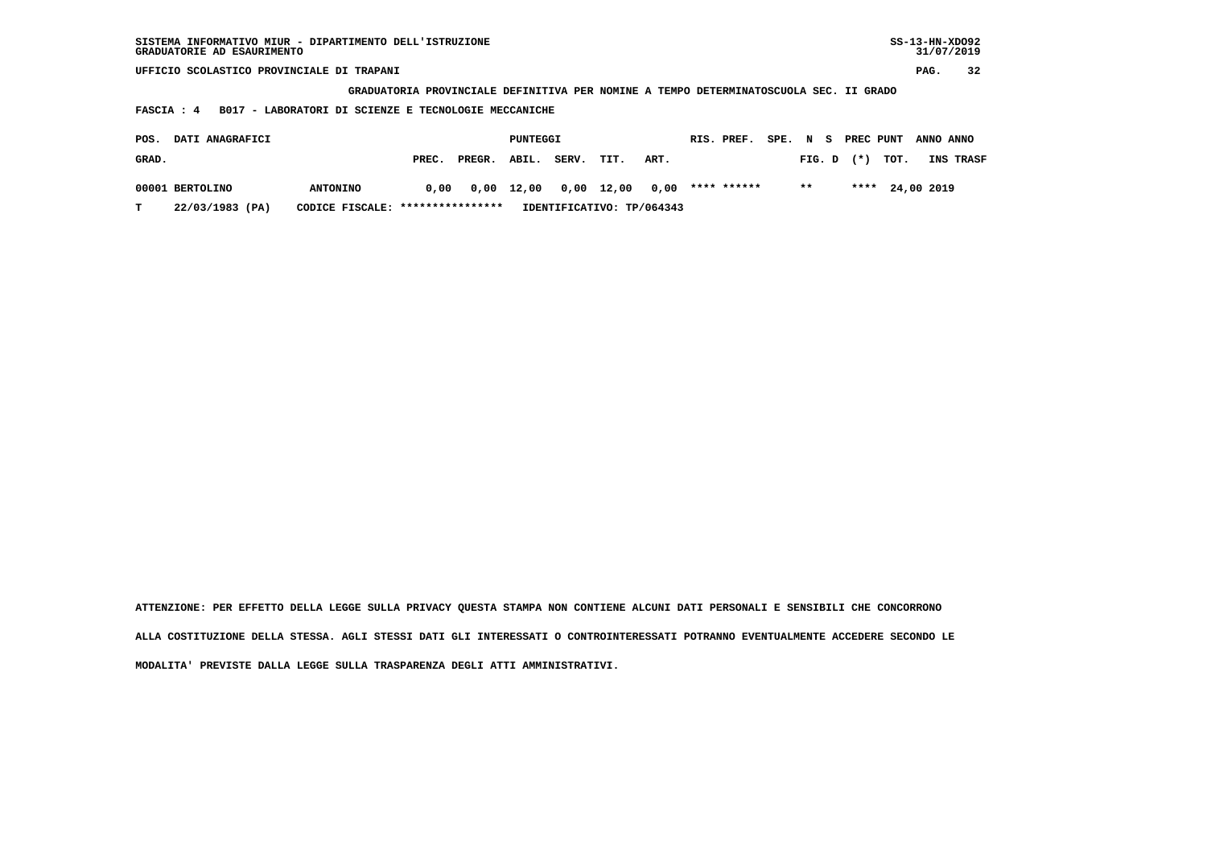SISTEMA INFORMATIVO MIUR - DIPARTIMENTO DELL'ISTRUZIONE
GRADUATORIE AD ESAURIMENTO

UFFICIO SCOLASTICO PROVINCIALE DI TRAPANI

**GRADUATORIA PROVINCIALE DEFINITIVA PER NOMINE A TEMPO DETERMINATOSCUOLA SEC. II GRADO**

**FASCIA : 4 B017 - LABORATORI DI SCIENZE E TECNOLOGIE MECCANICHE**

| POS. GRAD. | DATI ANAGRAFICI | | PREC. | PREGR. | ABIL. | SERV. | TIT. | ART. | RIS. | PREF. | SPE. | N FIG. | S D | PREC (*) | PUNT TOT. | ANNO INS | ANNO TRASF |
|---|---|---|---|---|---|---|---|---|---|---|---|---|---|---|---|---|---|
| 00001 | BERTOLINO | ANTONINO | 0,00 | 0,00 | 12,00 | 0,00 | 12,00 | 0,00 | **** | ****** | | ** | | **** | 24,00 | 2019 | |
| T | 22/03/1983 (PA) | CODICE FISCALE: **************** | IDENTIFICATIVO: TP/064343 | | | | | | | | | | | | | | |

ATTENZIONE: PER EFFETTO DELLA LEGGE SULLA PRIVACY QUESTA STAMPA NON CONTIENE ALCUNI DATI PERSONALI E SENSIBILI CHE CONCORRONO ALLA COSTITUZIONE DELLA STESSA. AGLI STESSI DATI GLI INTERESSATI O CONTROINTERESSATI POTRANNO EVENTUALMENTE ACCEDERE SECONDO LE MODALITA' PREVISTE DALLA LEGGE SULLA TRASPARENZA DEGLI ATTI AMMINISTRATIVI.